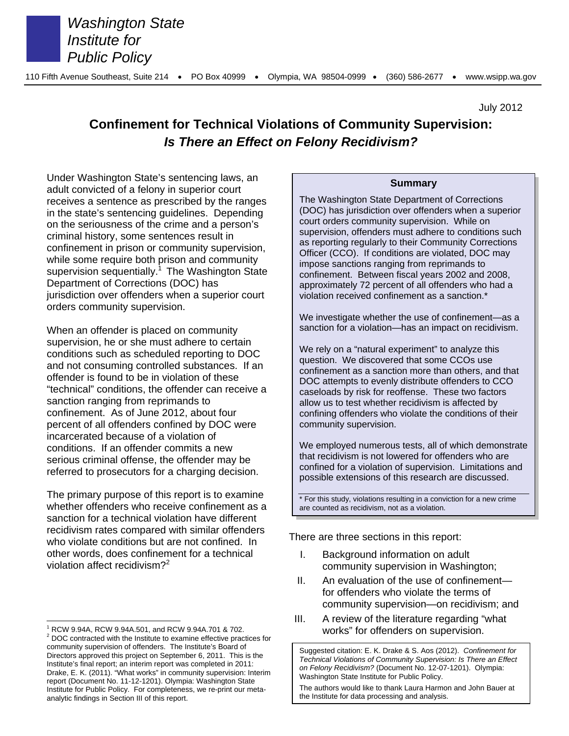*Washington State Institute for Public Policy*

110 Fifth Avenue Southeast, Suite 214 • PO Box 40999 • Olympia, WA 98504-0999 • (360) 586-2677 • www.wsipp.wa.gov

July 2012

# Confinement for Technical Violations of Community Supervision: *Is There an Effect on Felony Recidivism?*

Under Washington State's sentencing laws, an adult convicted of a felony in superior court receives a sentence as prescribed by the ranges in the state's sentencing guidelines. Depending on the seriousness of the crime and a person's criminal history, some sentences result in confinement in prison or community supervision, while some require both prison and community supervision sequentially.[1] The Washington State Department of Corrections (DOC) has jurisdiction over offenders when a superior court orders community supervision.

When an offender is placed on community supervision, he or she must adhere to certain conditions such as scheduled reporting to DOC and not consuming controlled substances. If an offender is found to be in violation of these "technical" conditions, the offender can receive a sanction ranging from reprimands to confinement. As of June 2012, about four percent of all offenders confined by DOC were incarcerated because of a violation of conditions. If an offender commits a new serious criminal offense, the offender may be referred to prosecutors for a charging decision.

The primary purpose of this report is to examine whether offenders who receive confinement as a sanction for a technical violation have different recidivism rates compared with similar offenders who violate conditions but are not confined. In other words, does confinement for a technical violation affect recidivism?[2]

**Summary**

The Washington State Department of Corrections (DOC) has jurisdiction over offenders when a superior court orders community supervision. While on supervision, offenders must adhere to conditions such as reporting regularly to their Community Corrections Officer (CCO). If conditions are violated, DOC may impose sanctions ranging from reprimands to confinement. Between fiscal years 2002 and 2008, approximately 72 percent of all offenders who had a violation received confinement as a sanction.*

We investigate whether the use of confinement—as a sanction for a violation—has an impact on recidivism.

We rely on a "natural experiment" to analyze this question. We discovered that some CCOs use confinement as a sanction more than others, and that DOC attempts to evenly distribute offenders to CCO caseloads by risk for reoffense. These two factors allow us to test whether recidivism is affected by confining offenders who violate the conditions of their community supervision.

We employed numerous tests, all of which demonstrate that recidivism is not lowered for offenders who are confined for a violation of supervision. Limitations and possible extensions of this research are discussed.

\* For this study, violations resulting in a conviction for a new crime are counted as recidivism, not as a violation.

There are three sections in this report:

I. Background information on adult community supervision in Washington;

II. An evaluation of the use of confinement—for offenders who violate the terms of community supervision—on recidivism; and

III. A review of the literature regarding "what works" for offenders on supervision.

Suggested citation: E. K. Drake & S. Aos (2012). *Confinement for Technical Violations of Community Supervision: Is There an Effect on Felony Recidivism?* (Document No. 12-07-1201). Olympia: Washington State Institute for Public Policy.

The authors would like to thank Laura Harmon and John Bauer at the Institute for data processing and analysis.

---

[1] RCW 9.94A, RCW 9.94A.501, and RCW 9.94A.701 & 702.

[2] DOC contracted with the Institute to examine effective practices for community supervision of offenders. The Institute's Board of Directors approved this project on September 6, 2011. This is the Institute's final report; an interim report was completed in 2011: Drake, E. K. (2011). "What works" in community supervision: Interim report (Document No. 11-12-1201). Olympia: Washington State Institute for Public Policy. For completeness, we re-print our meta-analytic findings in Section III of this report.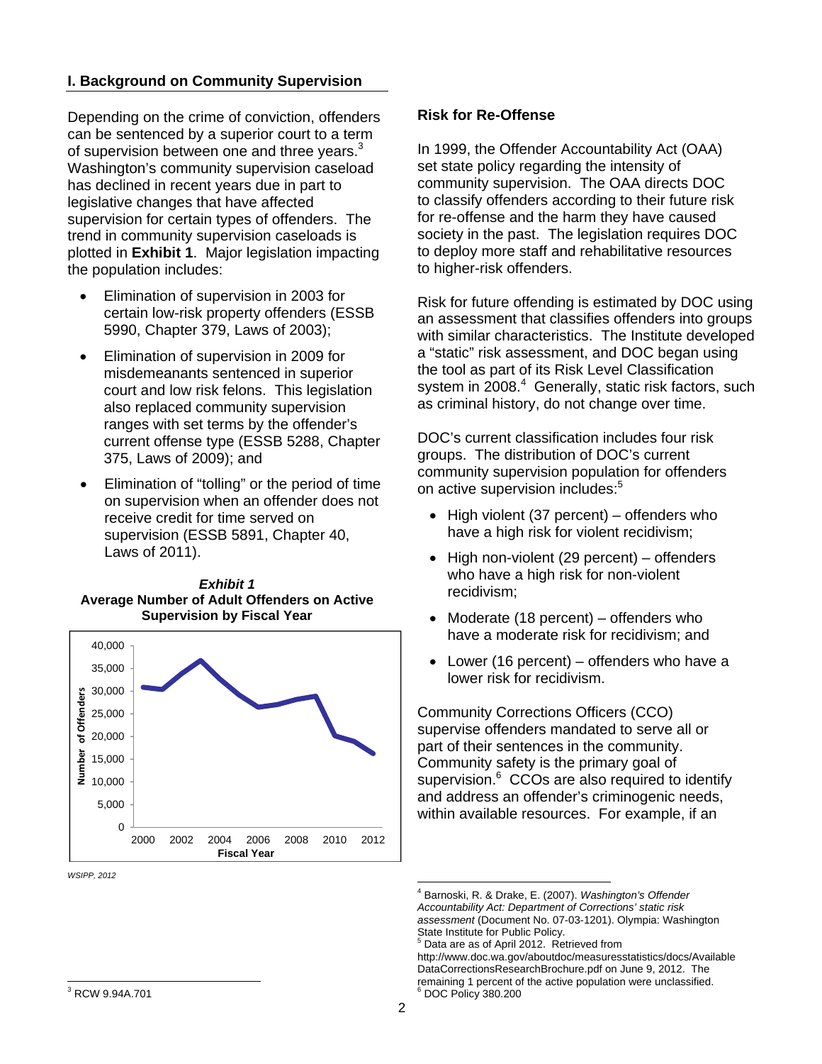## I. Background on Community Supervision

Depending on the crime of conviction, offenders can be sentenced by a superior court to a term of supervision between one and three years.[3] Washington's community supervision caseload has declined in recent years due in part to legislative changes that have affected supervision for certain types of offenders. The trend in community supervision caseloads is plotted in **Exhibit 1**. Major legislation impacting the population includes:

- Elimination of supervision in 2003 for certain low-risk property offenders (ESSB 5990, Chapter 379, Laws of 2003);
- Elimination of supervision in 2009 for misdemeanants sentenced in superior court and low risk felons. This legislation also replaced community supervision ranges with set terms by the offender's current offense type (ESSB 5288, Chapter 375, Laws of 2009); and
- Elimination of "tolling" or the period of time on supervision when an offender does not receive credit for time served on supervision (ESSB 5891, Chapter 40, Laws of 2011).

***Exhibit 1***
**Average Number of Adult Offenders on Active Supervision by Fiscal Year**

*WSIPP, 2012*

### Risk for Re-Offense

In 1999, the Offender Accountability Act (OAA) set state policy regarding the intensity of community supervision. The OAA directs DOC to classify offenders according to their future risk for re-offense and the harm they have caused society in the past. The legislation requires DOC to deploy more staff and rehabilitative resources to higher-risk offenders.

Risk for future offending is estimated by DOC using an assessment that classifies offenders into groups with similar characteristics. The Institute developed a "static" risk assessment, and DOC began using the tool as part of its Risk Level Classification system in 2008.[4] Generally, static risk factors, such as criminal history, do not change over time.

DOC's current classification includes four risk groups. The distribution of DOC's current community supervision population for offenders on active supervision includes:[5]

- High violent (37 percent) – offenders who have a high risk for violent recidivism;
- High non-violent (29 percent) – offenders who have a high risk for non-violent recidivism;
- Moderate (18 percent) – offenders who have a moderate risk for recidivism; and
- Lower (16 percent) – offenders who have a lower risk for recidivism.

Community Corrections Officers (CCO) supervise offenders mandated to serve all or part of their sentences in the community. Community safety is the primary goal of supervision.[6] CCOs are also required to identify and address an offender's criminogenic needs, within available resources. For example, if an

---

[3] RCW 9.94A.701

[4] Barnoski, R. & Drake, E. (2007). *Washington's Offender Accountability Act: Department of Corrections' static risk assessment* (Document No. 07-03-1201). Olympia: Washington State Institute for Public Policy.

[5] Data are as of April 2012. Retrieved from http://www.doc.wa.gov/aboutdoc/measuresstatistics/docs/AvailableDataCorrectionsResearchBrochure.pdf on June 9, 2012. The remaining 1 percent of the active population were unclassified.

[6] DOC Policy 380.200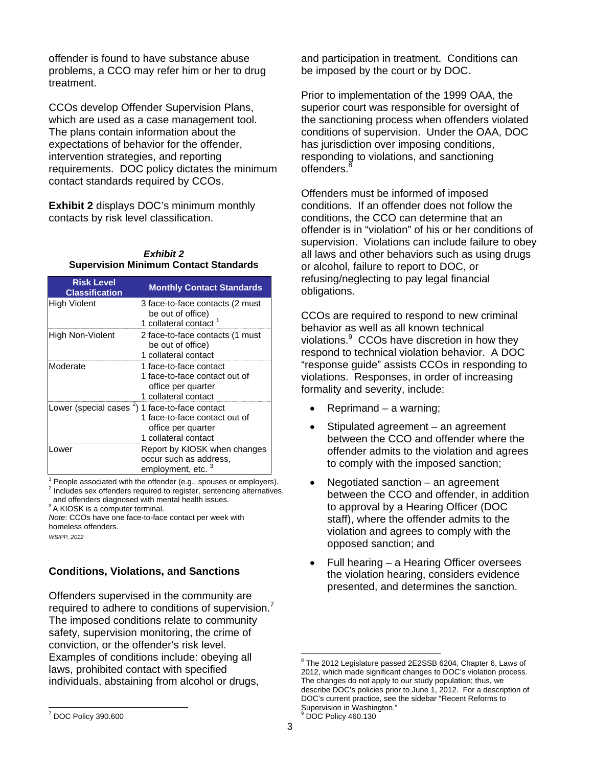offender is found to have substance abuse problems, a CCO may refer him or her to drug treatment.

CCOs develop Offender Supervision Plans, which are used as a case management tool. The plans contain information about the expectations of behavior for the offender, intervention strategies, and reporting requirements. DOC policy dictates the minimum contact standards required by CCOs.

**Exhibit 2** displays DOC's minimum monthly contacts by risk level classification.

***Exhibit 2***
**Supervision Minimum Contact Standards**

| Risk Level Classification | Monthly Contact Standards |
|---|---|
| High Violent | 3 face-to-face contacts (2 must be out of office)<br>1 collateral contact [1] |
| High Non-Violent | 2 face-to-face contacts (1 must be out of office)<br>1 collateral contact |
| Moderate | 1 face-to-face contact<br>1 face-to-face contact out of office per quarter<br>1 collateral contact |
| Lower (special cases [2]) | 1 face-to-face contact<br>1 face-to-face contact out of office per quarter<br>1 collateral contact |
| Lower | Report by KIOSK when changes occur such as address, employment, etc. [3] |

[1] People associated with the offender (e.g., spouses or employers).
[2] Includes sex offenders required to register, sentencing alternatives, and offenders diagnosed with mental health issues.
[3] A KIOSK is a computer terminal.
*Note*: CCOs have one face-to-face contact per week with homeless offenders.
*WSIPP, 2012*

## Conditions, Violations, and Sanctions

Offenders supervised in the community are required to adhere to conditions of supervision.[7] The imposed conditions relate to community safety, supervision monitoring, the crime of conviction, or the offender's risk level. Examples of conditions include: obeying all laws, prohibited contact with specified individuals, abstaining from alcohol or drugs, and participation in treatment. Conditions can be imposed by the court or by DOC.

Prior to implementation of the 1999 OAA, the superior court was responsible for oversight of the sanctioning process when offenders violated conditions of supervision. Under the OAA, DOC has jurisdiction over imposing conditions, responding to violations, and sanctioning offenders.[8]

Offenders must be informed of imposed conditions. If an offender does not follow the conditions, the CCO can determine that an offender is in "violation" of his or her conditions of supervision. Violations can include failure to obey all laws and other behaviors such as using drugs or alcohol, failure to report to DOC, or refusing/neglecting to pay legal financial obligations.

CCOs are required to respond to new criminal behavior as well as all known technical violations.[9] CCOs have discretion in how they respond to technical violation behavior. A DOC "response guide" assists CCOs in responding to violations. Responses, in order of increasing formality and severity, include:

- Reprimand – a warning;
- Stipulated agreement – an agreement between the CCO and offender where the offender admits to the violation and agrees to comply with the imposed sanction;
- Negotiated sanction – an agreement between the CCO and offender, in addition to approval by a Hearing Officer (DOC staff), where the offender admits to the violation and agrees to comply with the opposed sanction; and
- Full hearing – a Hearing Officer oversees the violation hearing, considers evidence presented, and determines the sanction.

---

[7] DOC Policy 390.600

[8] The 2012 Legislature passed 2E2SSB 6204, Chapter 6, Laws of 2012, which made significant changes to DOC's violation process. The changes do not apply to our study population; thus, we describe DOC's policies prior to June 1, 2012. For a description of DOC's current practice, see the sidebar "Recent Reforms to Supervision in Washington."

[9] DOC Policy 460.130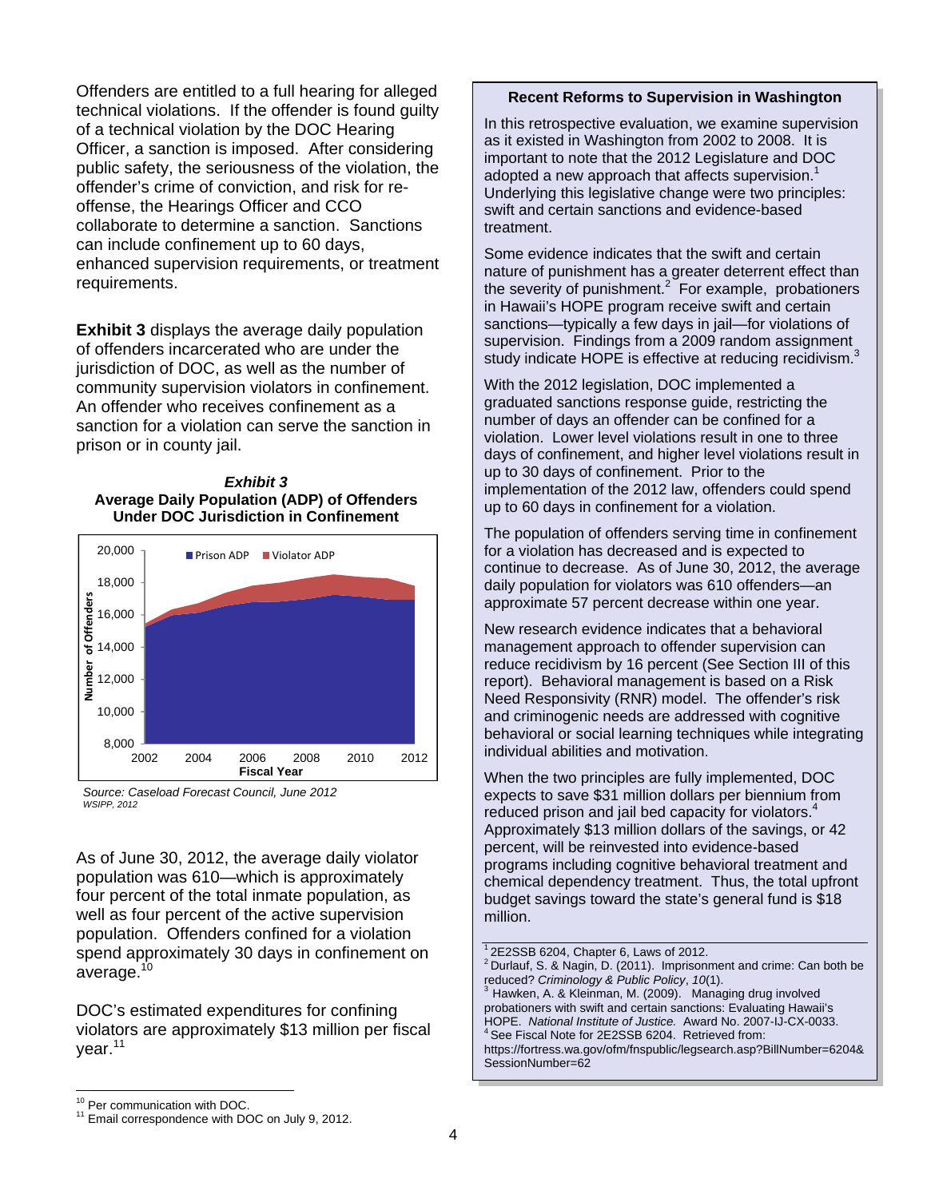Offenders are entitled to a full hearing for alleged technical violations. If the offender is found guilty of a technical violation by the DOC Hearing Officer, a sanction is imposed. After considering public safety, the seriousness of the violation, the offender's crime of conviction, and risk for re-offense, the Hearings Officer and CCO collaborate to determine a sanction. Sanctions can include confinement up to 60 days, enhanced supervision requirements, or treatment requirements.

**Exhibit 3** displays the average daily population of offenders incarcerated who are under the jurisdiction of DOC, as well as the number of community supervision violators in confinement. An offender who receives confinement as a sanction for a violation can serve the sanction in prison or in county jail.

***Exhibit 3***
**Average Daily Population (ADP) of Offenders Under DOC Jurisdiction in Confinement**

*Source: Caseload Forecast Council, June 2012*
*WSIPP, 2012*

As of June 30, 2012, the average daily violator population was 610—which is approximately four percent of the total inmate population, as well as four percent of the active supervision population. Offenders confined for a violation spend approximately 30 days in confinement on average.[10]

DOC's estimated expenditures for confining violators are approximately $13 million per fiscal year.[11]

**Recent Reforms to Supervision in Washington**

In this retrospective evaluation, we examine supervision as it existed in Washington from 2002 to 2008. It is important to note that the 2012 Legislature and DOC adopted a new approach that affects supervision.[1] Underlying this legislative change were two principles: swift and certain sanctions and evidence-based treatment.

Some evidence indicates that the swift and certain nature of punishment has a greater deterrent effect than the severity of punishment.[2] For example, probationers in Hawaii's HOPE program receive swift and certain sanctions—typically a few days in jail—for violations of supervision. Findings from a 2009 random assignment study indicate HOPE is effective at reducing recidivism.[3]

With the 2012 legislation, DOC implemented a graduated sanctions response guide, restricting the number of days an offender can be confined for a violation. Lower level violations result in one to three days of confinement, and higher level violations result in up to 30 days of confinement. Prior to the implementation of the 2012 law, offenders could spend up to 60 days in confinement for a violation.

The population of offenders serving time in confinement for a violation has decreased and is expected to continue to decrease. As of June 30, 2012, the average daily population for violators was 610 offenders—an approximate 57 percent decrease within one year.

New research evidence indicates that a behavioral management approach to offender supervision can reduce recidivism by 16 percent (See Section III of this report). Behavioral management is based on a Risk Need Responsivity (RNR) model. The offender's risk and criminogenic needs are addressed with cognitive behavioral or social learning techniques while integrating individual abilities and motivation.

When the two principles are fully implemented, DOC expects to save $31 million dollars per biennium from reduced prison and jail bed capacity for violators.[4] Approximately $13 million dollars of the savings, or 42 percent, will be reinvested into evidence-based programs including cognitive behavioral treatment and chemical dependency treatment. Thus, the total upfront budget savings toward the state's general fund is $18 million.

[1] 2E2SSB 6204, Chapter 6, Laws of 2012.
[2] Durlauf, S. & Nagin, D. (2011). Imprisonment and crime: Can both be reduced? *Criminology & Public Policy*, *10*(1).
[3] Hawken, A. & Kleinman, M. (2009). Managing drug involved probationers with swift and certain sanctions: Evaluating Hawaii's HOPE. *National Institute of Justice.* Award No. 2007-IJ-CX-0033.
[4] See Fiscal Note for 2E2SSB 6204. Retrieved from: https://fortress.wa.gov/ofm/fnspublic/legsearch.asp?BillNumber=6204&SessionNumber=62

[10] Per communication with DOC.
[11] Email correspondence with DOC on July 9, 2012.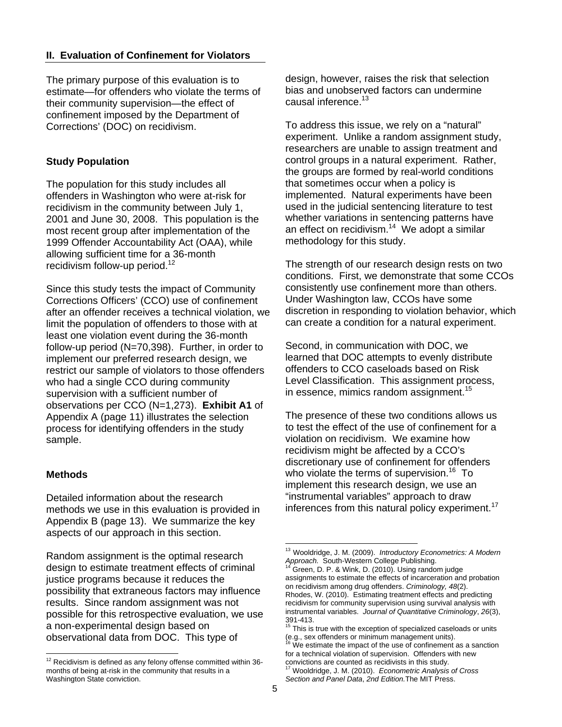## II. Evaluation of Confinement for Violators

The primary purpose of this evaluation is to estimate—for offenders who violate the terms of their community supervision—the effect of confinement imposed by the Department of Corrections' (DOC) on recidivism.

### Study Population

The population for this study includes all offenders in Washington who were at-risk for recidivism in the community between July 1, 2001 and June 30, 2008. This population is the most recent group after implementation of the 1999 Offender Accountability Act (OAA), while allowing sufficient time for a 36-month recidivism follow-up period.[12]

Since this study tests the impact of Community Corrections Officers' (CCO) use of confinement after an offender receives a technical violation, we limit the population of offenders to those with at least one violation event during the 36-month follow-up period (N=70,398). Further, in order to implement our preferred research design, we restrict our sample of violators to those offenders who had a single CCO during community supervision with a sufficient number of observations per CCO (N=1,273). **Exhibit A1** of Appendix A (page 11) illustrates the selection process for identifying offenders in the study sample.

### Methods

Detailed information about the research methods we use in this evaluation is provided in Appendix B (page 13). We summarize the key aspects of our approach in this section.

Random assignment is the optimal research design to estimate treatment effects of criminal justice programs because it reduces the possibility that extraneous factors may influence results. Since random assignment was not possible for this retrospective evaluation, we use a non-experimental design based on observational data from DOC. This type of design, however, raises the risk that selection bias and unobserved factors can undermine causal inference.[13]

To address this issue, we rely on a "natural" experiment. Unlike a random assignment study, researchers are unable to assign treatment and control groups in a natural experiment. Rather, the groups are formed by real-world conditions that sometimes occur when a policy is implemented. Natural experiments have been used in the judicial sentencing literature to test whether variations in sentencing patterns have an effect on recidivism.[14] We adopt a similar methodology for this study.

The strength of our research design rests on two conditions. First, we demonstrate that some CCOs consistently use confinement more than others. Under Washington law, CCOs have some discretion in responding to violation behavior, which can create a condition for a natural experiment.

Second, in communication with DOC, we learned that DOC attempts to evenly distribute offenders to CCO caseloads based on Risk Level Classification. This assignment process, in essence, mimics random assignment.[15]

The presence of these two conditions allows us to test the effect of the use of confinement for a violation on recidivism. We examine how recidivism might be affected by a CCO's discretionary use of confinement for offenders who violate the terms of supervision.[16] To implement this research design, we use an "instrumental variables" approach to draw inferences from this natural policy experiment.[17]

---

[12] Recidivism is defined as any felony offense committed within 36-months of being at-risk in the community that results in a Washington State conviction.

[13] Wooldridge, J. M. (2009). *Introductory Econometrics: A Modern Approach.* South-Western College Publishing.

[14] Green, D. P. & Wink, D. (2010). Using random judge assignments to estimate the effects of incarceration and probation on recidivism among drug offenders. *Criminology, 48*(2). Rhodes, W. (2010). Estimating treatment effects and predicting recidivism for community supervision using survival analysis with instrumental variables. *Journal of Quantitative Criminology*, *26*(3), 391-413.

[15] This is true with the exception of specialized caseloads or units (e.g., sex offenders or minimum management units).

[16] We estimate the impact of the use of confinement as a sanction for a technical violation of supervision. Offenders with new convictions are counted as recidivists in this study.

[17] Wooldridge, J. M. (2010). *Econometric Analysis of Cross Section and Panel Data*, *2nd Edition.* The MIT Press.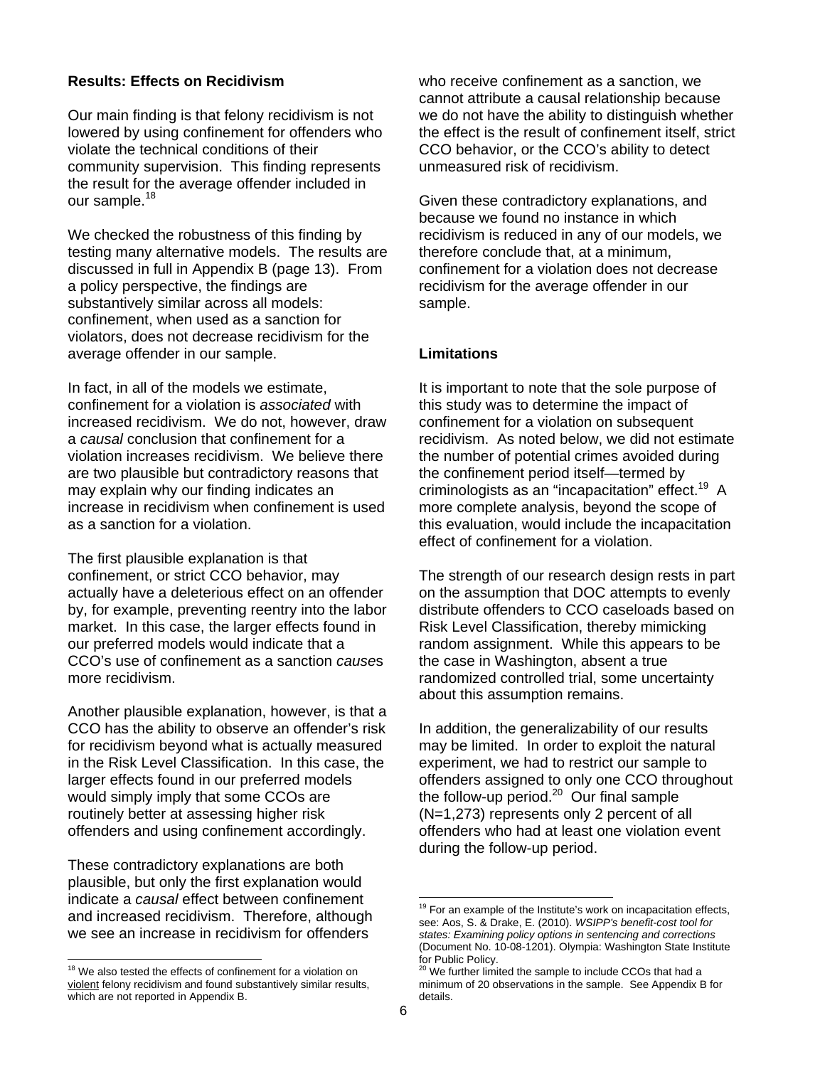## Results: Effects on Recidivism

Our main finding is that felony recidivism is not lowered by using confinement for offenders who violate the technical conditions of their community supervision. This finding represents the result for the average offender included in our sample.[18]

We checked the robustness of this finding by testing many alternative models. The results are discussed in full in Appendix B (page 13). From a policy perspective, the findings are substantively similar across all models: confinement, when used as a sanction for violators, does not decrease recidivism for the average offender in our sample.

In fact, in all of the models we estimate, confinement for a violation is *associated* with increased recidivism. We do not, however, draw a *causal* conclusion that confinement for a violation increases recidivism. We believe there are two plausible but contradictory reasons that may explain why our finding indicates an increase in recidivism when confinement is used as a sanction for a violation.

The first plausible explanation is that confinement, or strict CCO behavior, may actually have a deleterious effect on an offender by, for example, preventing reentry into the labor market. In this case, the larger effects found in our preferred models would indicate that a CCO's use of confinement as a sanction *cause*s more recidivism.

Another plausible explanation, however, is that a CCO has the ability to observe an offender's risk for recidivism beyond what is actually measured in the Risk Level Classification. In this case, the larger effects found in our preferred models would simply imply that some CCOs are routinely better at assessing higher risk offenders and using confinement accordingly.

These contradictory explanations are both plausible, but only the first explanation would indicate a *causal* effect between confinement and increased recidivism. Therefore, although we see an increase in recidivism for offenders who receive confinement as a sanction, we cannot attribute a causal relationship because we do not have the ability to distinguish whether the effect is the result of confinement itself, strict CCO behavior, or the CCO's ability to detect unmeasured risk of recidivism.

Given these contradictory explanations, and because we found no instance in which recidivism is reduced in any of our models, we therefore conclude that, at a minimum, confinement for a violation does not decrease recidivism for the average offender in our sample.

## Limitations

It is important to note that the sole purpose of this study was to determine the impact of confinement for a violation on subsequent recidivism. As noted below, we did not estimate the number of potential crimes avoided during the confinement period itself—termed by criminologists as an "incapacitation" effect.[19] A more complete analysis, beyond the scope of this evaluation, would include the incapacitation effect of confinement for a violation.

The strength of our research design rests in part on the assumption that DOC attempts to evenly distribute offenders to CCO caseloads based on Risk Level Classification, thereby mimicking random assignment. While this appears to be the case in Washington, absent a true randomized controlled trial, some uncertainty about this assumption remains.

In addition, the generalizability of our results may be limited. In order to exploit the natural experiment, we had to restrict our sample to offenders assigned to only one CCO throughout the follow-up period.[20] Our final sample (N=1,273) represents only 2 percent of all offenders who had at least one violation event during the follow-up period.

---

[18] We also tested the effects of confinement for a violation on violent felony recidivism and found substantively similar results, which are not reported in Appendix B.

[19] For an example of the Institute's work on incapacitation effects, see: Aos, S. & Drake, E. (2010). *WSIPP's benefit-cost tool for states: Examining policy options in sentencing and corrections* (Document No. 10-08-1201). Olympia: Washington State Institute for Public Policy.

[20] We further limited the sample to include CCOs that had a minimum of 20 observations in the sample. See Appendix B for details.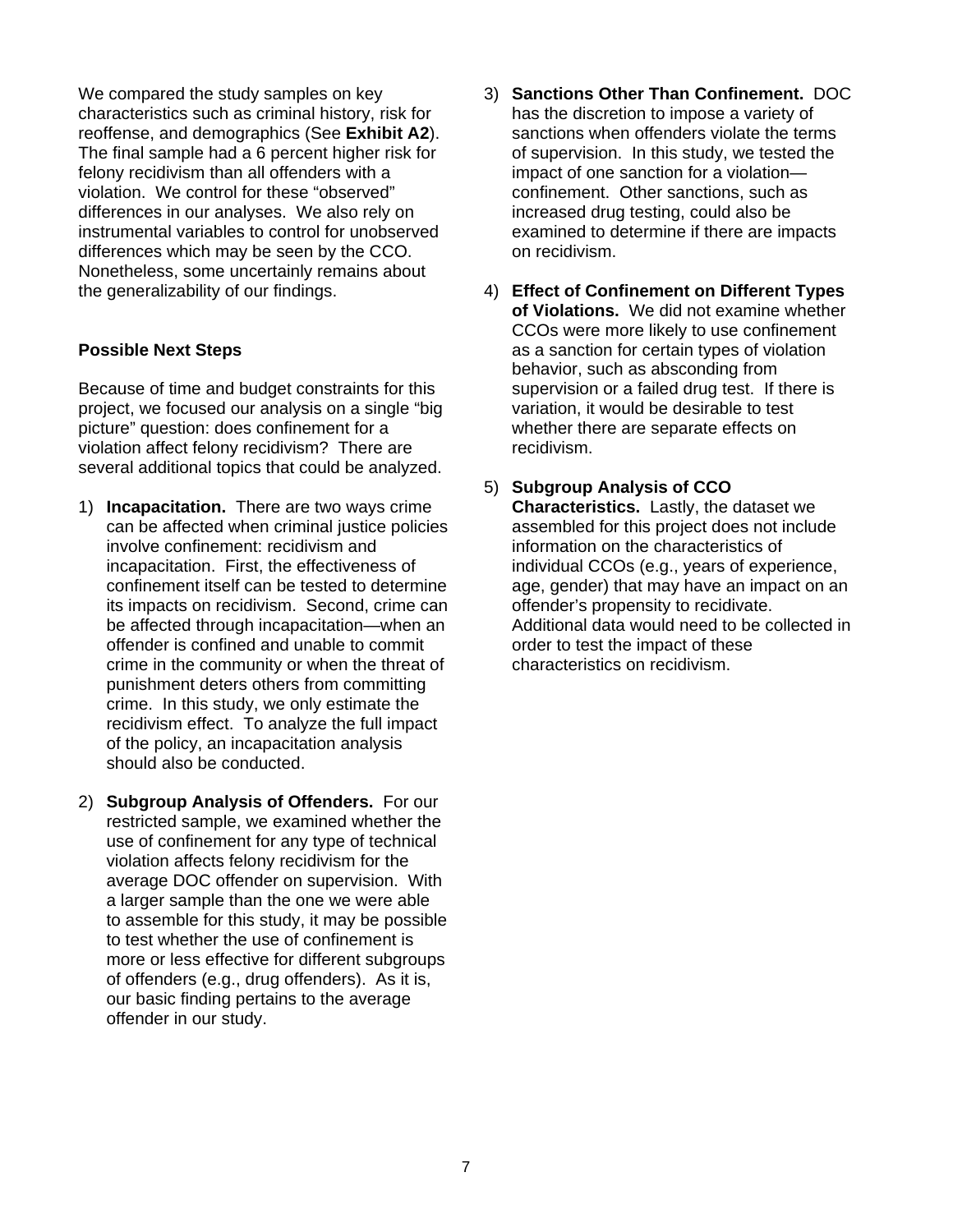We compared the study samples on key characteristics such as criminal history, risk for reoffense, and demographics (See **Exhibit A2**). The final sample had a 6 percent higher risk for felony recidivism than all offenders with a violation. We control for these "observed" differences in our analyses. We also rely on instrumental variables to control for unobserved differences which may be seen by the CCO. Nonetheless, some uncertainly remains about the generalizability of our findings.

### Possible Next Steps

Because of time and budget constraints for this project, we focused our analysis on a single "big picture" question: does confinement for a violation affect felony recidivism? There are several additional topics that could be analyzed.

1) **Incapacitation.** There are two ways crime can be affected when criminal justice policies involve confinement: recidivism and incapacitation. First, the effectiveness of confinement itself can be tested to determine its impacts on recidivism. Second, crime can be affected through incapacitation—when an offender is confined and unable to commit crime in the community or when the threat of punishment deters others from committing crime. In this study, we only estimate the recidivism effect. To analyze the full impact of the policy, an incapacitation analysis should also be conducted.

2) **Subgroup Analysis of Offenders.** For our restricted sample, we examined whether the use of confinement for any type of technical violation affects felony recidivism for the average DOC offender on supervision. With a larger sample than the one we were able to assemble for this study, it may be possible to test whether the use of confinement is more or less effective for different subgroups of offenders (e.g., drug offenders). As it is, our basic finding pertains to the average offender in our study.

3) **Sanctions Other Than Confinement.** DOC has the discretion to impose a variety of sanctions when offenders violate the terms of supervision. In this study, we tested the impact of one sanction for a violation—confinement. Other sanctions, such as increased drug testing, could also be examined to determine if there are impacts on recidivism.

4) **Effect of Confinement on Different Types of Violations.** We did not examine whether CCOs were more likely to use confinement as a sanction for certain types of violation behavior, such as absconding from supervision or a failed drug test. If there is variation, it would be desirable to test whether there are separate effects on recidivism.

5) **Subgroup Analysis of CCO Characteristics.** Lastly, the dataset we assembled for this project does not include information on the characteristics of individual CCOs (e.g., years of experience, age, gender) that may have an impact on an offender's propensity to recidivate. Additional data would need to be collected in order to test the impact of these characteristics on recidivism.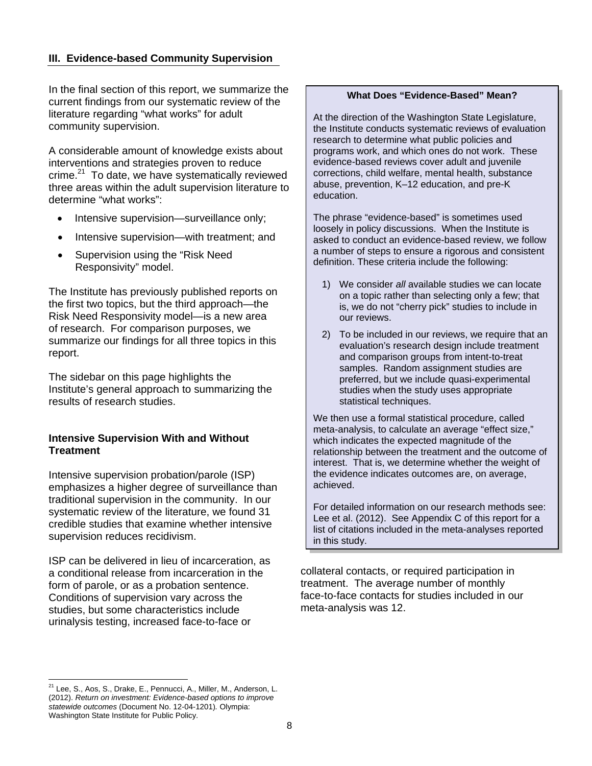### III. Evidence-based Community Supervision

In the final section of this report, we summarize the current findings from our systematic review of the literature regarding "what works" for adult community supervision.

A considerable amount of knowledge exists about interventions and strategies proven to reduce crime.[21] To date, we have systematically reviewed three areas within the adult supervision literature to determine "what works":

- Intensive supervision—surveillance only;
- Intensive supervision—with treatment; and
- Supervision using the "Risk Need Responsivity" model.

The Institute has previously published reports on the first two topics, but the third approach—the Risk Need Responsivity model—is a new area of research. For comparison purposes, we summarize our findings for all three topics in this report.

The sidebar on this page highlights the Institute's general approach to summarizing the results of research studies.

#### What Does "Evidence-Based" Mean?

At the direction of the Washington State Legislature, the Institute conducts systematic reviews of evaluation research to determine what public policies and programs work, and which ones do not work. These evidence-based reviews cover adult and juvenile corrections, child welfare, mental health, substance abuse, prevention, K–12 education, and pre-K education.

The phrase "evidence-based" is sometimes used loosely in policy discussions. When the Institute is asked to conduct an evidence-based review, we follow a number of steps to ensure a rigorous and consistent definition. These criteria include the following:

1) We consider *all* available studies we can locate on a topic rather than selecting only a few; that is, we do not "cherry pick" studies to include in our reviews.
2) To be included in our reviews, we require that an evaluation's research design include treatment and comparison groups from intent-to-treat samples. Random assignment studies are preferred, but we include quasi-experimental studies when the study uses appropriate statistical techniques.

We then use a formal statistical procedure, called meta-analysis, to calculate an average "effect size," which indicates the expected magnitude of the relationship between the treatment and the outcome of interest. That is, we determine whether the weight of the evidence indicates outcomes are, on average, achieved.

For detailed information on our research methods see: Lee et al. (2012). See Appendix C of this report for a list of citations included in the meta-analyses reported in this study.

#### Intensive Supervision With and Without Treatment

Intensive supervision probation/parole (ISP) emphasizes a higher degree of surveillance than traditional supervision in the community. In our systematic review of the literature, we found 31 credible studies that examine whether intensive supervision reduces recidivism.

ISP can be delivered in lieu of incarceration, as a conditional release from incarceration in the form of parole, or as a probation sentence. Conditions of supervision vary across the studies, but some characteristics include urinalysis testing, increased face-to-face or collateral contacts, or required participation in treatment. The average number of monthly face-to-face contacts for studies included in our meta-analysis was 12.

---

[21] Lee, S., Aos, S., Drake, E., Pennucci, A., Miller, M., Anderson, L. (2012). *Return on investment: Evidence-based options to improve statewide outcomes* (Document No. 12-04-1201). Olympia: Washington State Institute for Public Policy.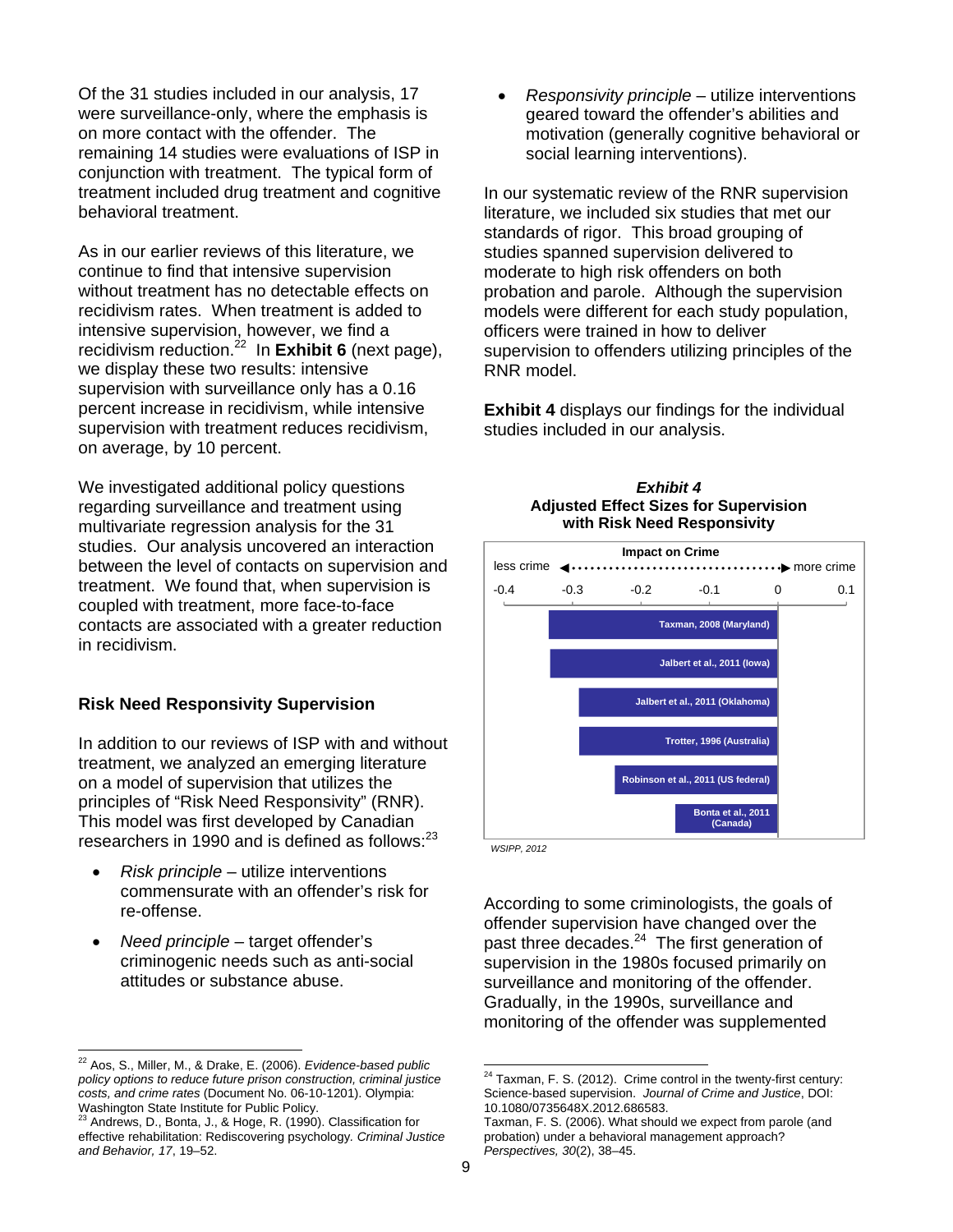Of the 31 studies included in our analysis, 17 were surveillance-only, where the emphasis is on more contact with the offender. The remaining 14 studies were evaluations of ISP in conjunction with treatment. The typical form of treatment included drug treatment and cognitive behavioral treatment.

As in our earlier reviews of this literature, we continue to find that intensive supervision without treatment has no detectable effects on recidivism rates. When treatment is added to intensive supervision, however, we find a recidivism reduction.[22] In **Exhibit 6** (next page), we display these two results: intensive supervision with surveillance only has a 0.16 percent increase in recidivism, while intensive supervision with treatment reduces recidivism, on average, by 10 percent.

We investigated additional policy questions regarding surveillance and treatment using multivariate regression analysis for the 31 studies. Our analysis uncovered an interaction between the level of contacts on supervision and treatment. We found that, when supervision is coupled with treatment, more face-to-face contacts are associated with a greater reduction in recidivism.

## Risk Need Responsivity Supervision

In addition to our reviews of ISP with and without treatment, we analyzed an emerging literature on a model of supervision that utilizes the principles of "Risk Need Responsivity" (RNR). This model was first developed by Canadian researchers in 1990 and is defined as follows:[23]

- *Risk principle* – utilize interventions commensurate with an offender's risk for re-offense.
- *Need principle* – target offender's criminogenic needs such as anti-social attitudes or substance abuse.
- *Responsivity principle* – utilize interventions geared toward the offender's abilities and motivation (generally cognitive behavioral or social learning interventions).

In our systematic review of the RNR supervision literature, we included six studies that met our standards of rigor. This broad grouping of studies spanned supervision delivered to moderate to high risk offenders on both probation and parole. Although the supervision models were different for each study population, officers were trained in how to deliver supervision to offenders utilizing principles of the RNR model.

**Exhibit 4** displays our findings for the individual studies included in our analysis.

***Exhibit 4***
**Adjusted Effect Sizes for Supervision with Risk Need Responsivity**

Impact on Crime (less crime ◄ ► more crime), axis: -0.4, -0.3, -0.2, -0.1, 0, 0.1

| Study | Approximate effect size |
|---|---|
| Taxman, 2008 (Maryland) | -0.33 |
| Jalbert et al., 2011 (Iowa) | -0.33 |
| Jalbert et al., 2011 (Oklahoma) | -0.29 |
| Trotter, 1996 (Australia) | -0.29 |
| Robinson et al., 2011 (US federal) | -0.24 |
| Bonta et al., 2011 (Canada) | -0.15 |

*WSIPP, 2012*

According to some criminologists, the goals of offender supervision have changed over the past three decades.[24] The first generation of supervision in the 1980s focused primarily on surveillance and monitoring of the offender. Gradually, in the 1990s, surveillance and monitoring of the offender was supplemented

---

[22] Aos, S., Miller, M., & Drake, E. (2006). *Evidence-based public policy options to reduce future prison construction, criminal justice costs, and crime rates* (Document No. 06-10-1201). Olympia: Washington State Institute for Public Policy.

[23] Andrews, D., Bonta, J., & Hoge, R. (1990). Classification for effective rehabilitation: Rediscovering psychology. *Criminal Justice and Behavior, 17*, 19–52.

[24] Taxman, F. S. (2012). Crime control in the twenty-first century: Science-based supervision. *Journal of Crime and Justice*, DOI: 10.1080/0735648X.2012.686583.
Taxman, F. S. (2006). What should we expect from parole (and probation) under a behavioral management approach? *Perspectives, 30*(2), 38–45.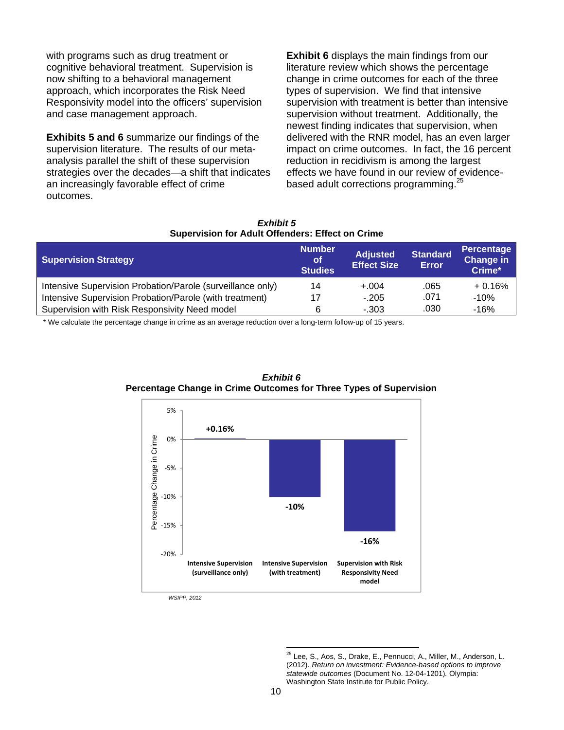with programs such as drug treatment or cognitive behavioral treatment. Supervision is now shifting to a behavioral management approach, which incorporates the Risk Need Responsivity model into the officers' supervision and case management approach.

**Exhibits 5 and 6** summarize our findings of the supervision literature. The results of our meta-analysis parallel the shift of these supervision strategies over the decades—a shift that indicates an increasingly favorable effect of crime outcomes.

**Exhibit 6** displays the main findings from our literature review which shows the percentage change in crime outcomes for each of the three types of supervision. We find that intensive supervision with treatment is better than intensive supervision without treatment. Additionally, the newest finding indicates that supervision, when delivered with the RNR model, has an even larger impact on crime outcomes. In fact, the 16 percent reduction in recidivism is among the largest effects we have found in our review of evidence-based adult corrections programming.[25]

***Exhibit 5***
**Supervision for Adult Offenders: Effect on Crime**

| Supervision Strategy | Number of Studies | Adjusted Effect Size | Standard Error | Percentage Change in Crime* |
|---|---|---|---|---|
| Intensive Supervision Probation/Parole (surveillance only) | 14 | +.004 | .065 | + 0.16% |
| Intensive Supervision Probation/Parole (with treatment) | 17 | -.205 | .071 | -10% |
| Supervision with Risk Responsivity Need model | 6 | -.303 | .030 | -16% |

\* We calculate the percentage change in crime as an average reduction over a long-term follow-up of 15 years.

***Exhibit 6***
**Percentage Change in Crime Outcomes for Three Types of Supervision**

| Type of Supervision | Percentage Change in Crime |
|---|---|
| Intensive Supervision (surveillance only) | +0.16% |
| Intensive Supervision (with treatment) | -10% |
| Supervision with Risk Responsivity Need model | -16% |

*WSIPP, 2012*

[25] Lee, S., Aos, S., Drake, E., Pennucci, A., Miller, M., Anderson, L. (2012). *Return on investment: Evidence-based options to improve statewide outcomes* (Document No. 12-04-1201). Olympia: Washington State Institute for Public Policy.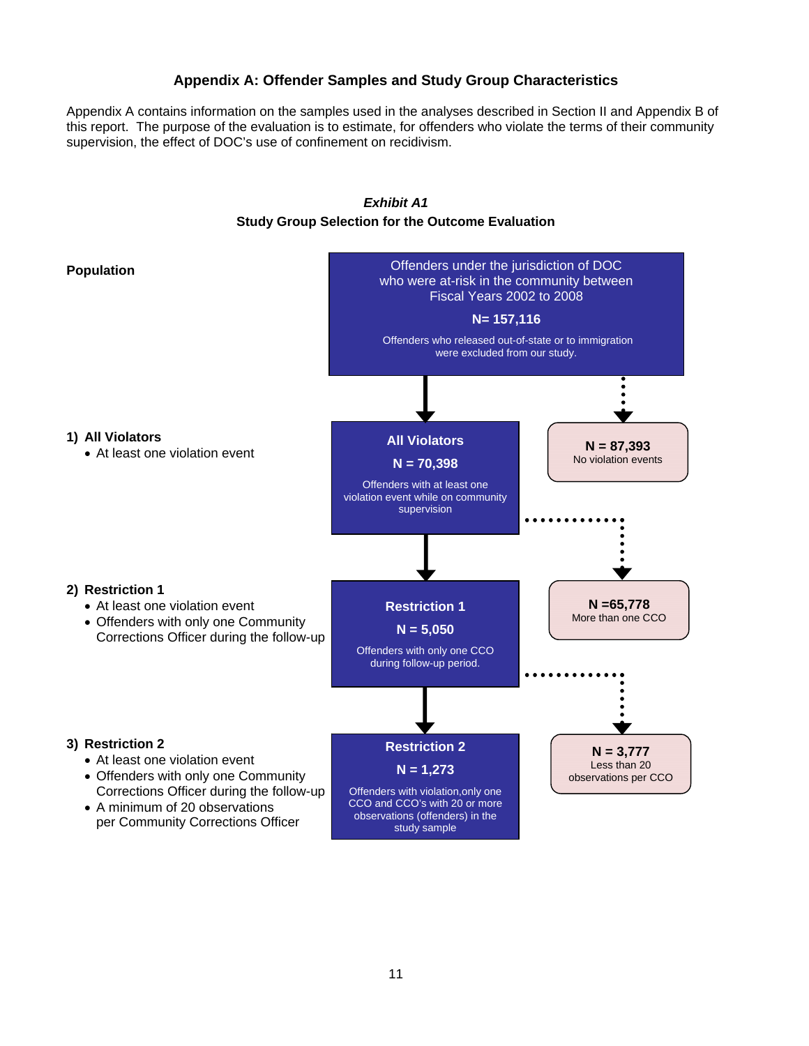## Appendix A: Offender Samples and Study Group Characteristics

Appendix A contains information on the samples used in the analyses described in Section II and Appendix B of this report. The purpose of the evaluation is to estimate, for offenders who violate the terms of their community supervision, the effect of DOC's use of confinement on recidivism.

***Exhibit A1***

**Study Group Selection for the Outcome Evaluation**

**Population**

Offenders under the jurisdiction of DOC who were at-risk in the community between Fiscal Years 2002 to 2008

**N= 157,116**

Offenders who released out-of-state or to immigration were excluded from our study.

**1) All Violators**

- At least one violation event

**All Violators**

**N = 70,398**

Offenders with at least one violation event while on community supervision

**N = 87,393**
No violation events

**2) Restriction 1**

- At least one violation event
- Offenders with only one Community Corrections Officer during the follow-up

**Restriction 1**

**N = 5,050**

Offenders with only one CCO during follow-up period.

**N =65,778**
More than one CCO

**3) Restriction 2**

- At least one violation event
- Offenders with only one Community Corrections Officer during the follow-up
- A minimum of 20 observations per Community Corrections Officer

**Restriction 2**

**N = 1,273**

Offenders with violation,only one CCO and CCO's with 20 or more observations (offenders) in the study sample

**N = 3,777**
Less than 20 observations per CCO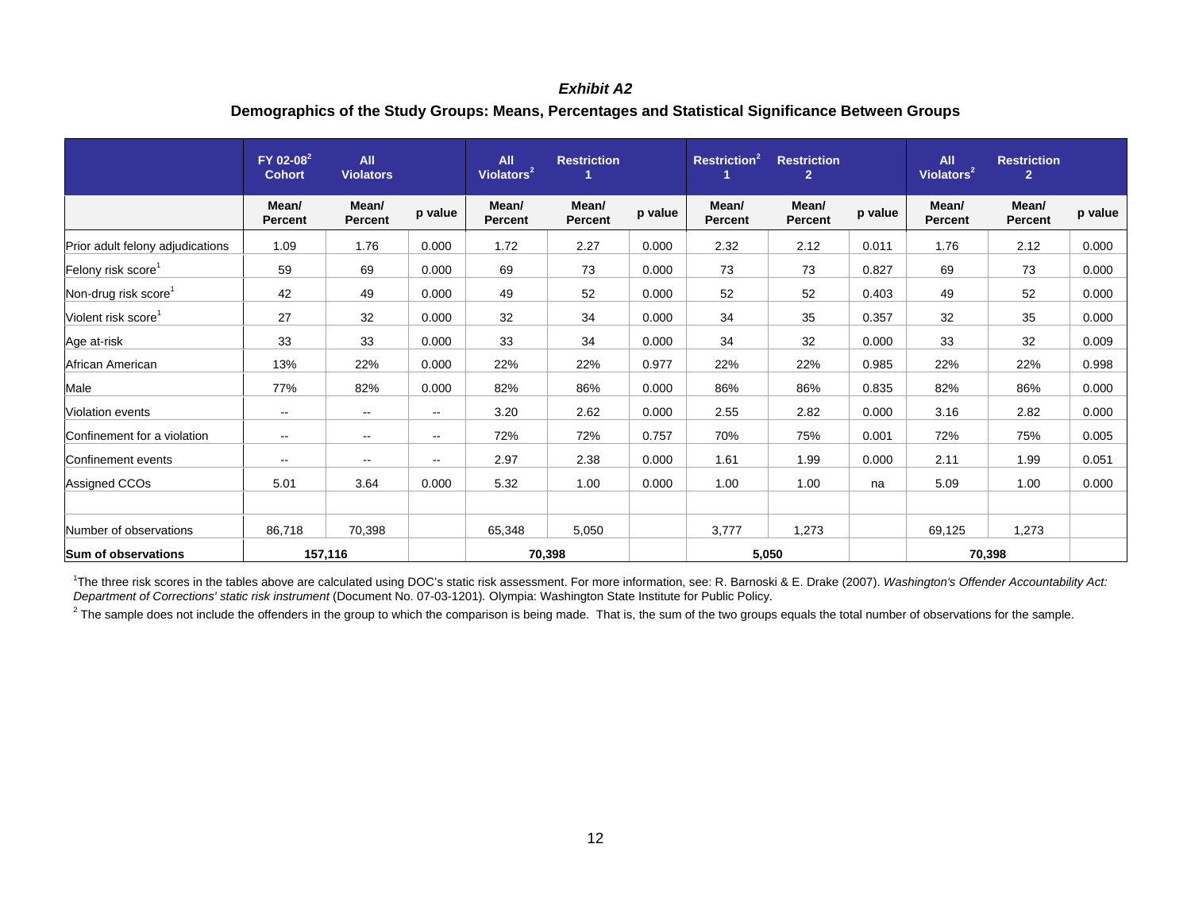### *Exhibit A2*

**Demographics of the Study Groups: Means, Percentages and Statistical Significance Between Groups**

| | FY 02-08[2] Cohort | All Violators | | All Violators[2] | Restriction 1 | | Restriction[2] 1 | Restriction 2 | | All Violators[2] | Restriction 2 | |
|---|---|---|---|---|---|---|---|---|---|---|---|---|
| | Mean/ Percent | Mean/ Percent | p value | Mean/ Percent | Mean/ Percent | p value | Mean/ Percent | Mean/ Percent | p value | Mean/ Percent | Mean/ Percent | p value |
| Prior adult felony adjudications | 1.09 | 1.76 | 0.000 | 1.72 | 2.27 | 0.000 | 2.32 | 2.12 | 0.011 | 1.76 | 2.12 | 0.000 |
| Felony risk score[1] | 59 | 69 | 0.000 | 69 | 73 | 0.000 | 73 | 73 | 0.827 | 69 | 73 | 0.000 |
| Non-drug risk score[1] | 42 | 49 | 0.000 | 49 | 52 | 0.000 | 52 | 52 | 0.403 | 49 | 52 | 0.000 |
| Violent risk score[1] | 27 | 32 | 0.000 | 32 | 34 | 0.000 | 34 | 35 | 0.357 | 32 | 35 | 0.000 |
| Age at-risk | 33 | 33 | 0.000 | 33 | 34 | 0.000 | 34 | 32 | 0.000 | 33 | 32 | 0.009 |
| African American | 13% | 22% | 0.000 | 22% | 22% | 0.977 | 22% | 22% | 0.985 | 22% | 22% | 0.998 |
| Male | 77% | 82% | 0.000 | 82% | 86% | 0.000 | 86% | 86% | 0.835 | 82% | 86% | 0.000 |
| Violation events | -- | -- | -- | 3.20 | 2.62 | 0.000 | 2.55 | 2.82 | 0.000 | 3.16 | 2.82 | 0.000 |
| Confinement for a violation | -- | -- | -- | 72% | 72% | 0.757 | 70% | 75% | 0.001 | 72% | 75% | 0.005 |
| Confinement events | -- | -- | -- | 2.97 | 2.38 | 0.000 | 1.61 | 1.99 | 0.000 | 2.11 | 1.99 | 0.051 |
| Assigned CCOs | 5.01 | 3.64 | 0.000 | 5.32 | 1.00 | 0.000 | 1.00 | 1.00 | na | 5.09 | 1.00 | 0.000 |
| | | | | | | | | | | | | |
| Number of observations | 86,718 | 70,398 | | 65,348 | 5,050 | | 3,777 | 1,273 | | 69,125 | 1,273 | |
| **Sum of observations** | **157,116** | | | **70,398** | | | **5,050** | | | **70,398** | | |

[1]The three risk scores in the tables above are calculated using DOC's static risk assessment. For more information, see: R. Barnoski & E. Drake (2007). *Washington's Offender Accountability Act: Department of Corrections' static risk instrument* (Document No. 07-03-1201). Olympia: Washington State Institute for Public Policy.

[2] The sample does not include the offenders in the group to which the comparison is being made. That is, the sum of the two groups equals the total number of observations for the sample.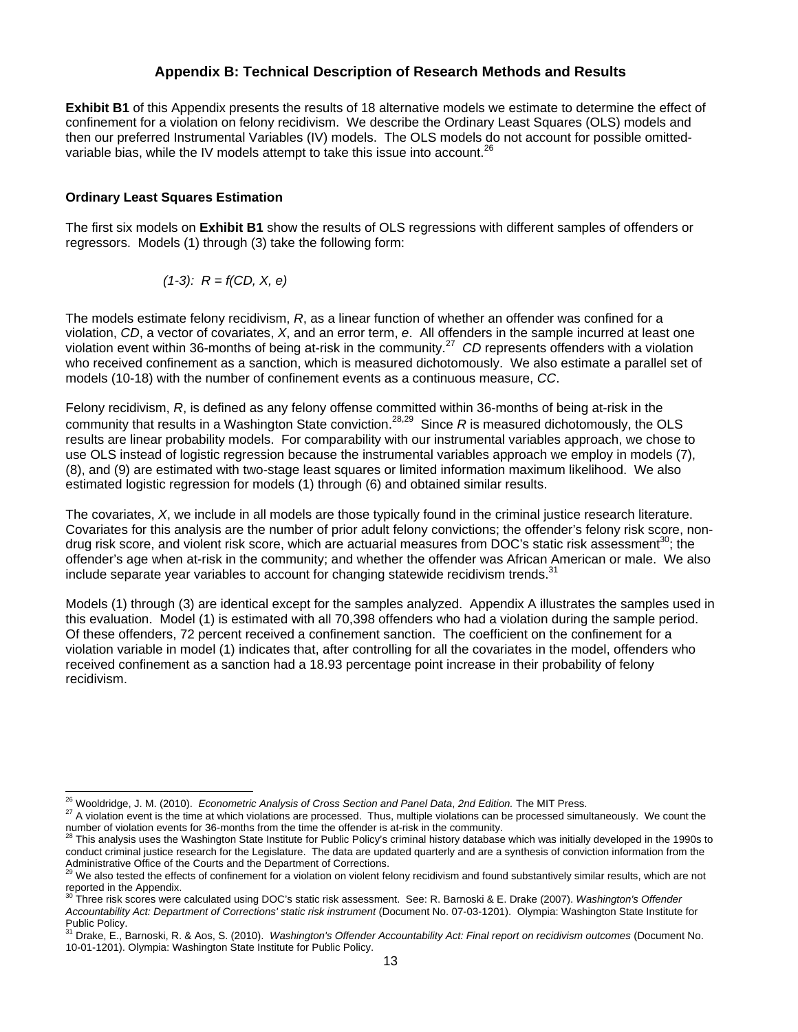## Appendix B: Technical Description of Research Methods and Results

**Exhibit B1** of this Appendix presents the results of 18 alternative models we estimate to determine the effect of confinement for a violation on felony recidivism. We describe the Ordinary Least Squares (OLS) models and then our preferred Instrumental Variables (IV) models. The OLS models do not account for possible omitted-variable bias, while the IV models attempt to take this issue into account.[26]

### Ordinary Least Squares Estimation

The first six models on **Exhibit B1** show the results of OLS regressions with different samples of offenders or regressors. Models (1) through (3) take the following form:

$$(1\text{-}3):\ R = f(CD, X, e)$$

The models estimate felony recidivism, *R*, as a linear function of whether an offender was confined for a violation, *CD*, a vector of covariates, *X*, and an error term, *e*. All offenders in the sample incurred at least one violation event within 36-months of being at-risk in the community.[27] *CD* represents offenders with a violation who received confinement as a sanction, which is measured dichotomously. We also estimate a parallel set of models (10-18) with the number of confinement events as a continuous measure, *CC*.

Felony recidivism, *R*, is defined as any felony offense committed within 36-months of being at-risk in the community that results in a Washington State conviction.[28,29] Since *R* is measured dichotomously, the OLS results are linear probability models. For comparability with our instrumental variables approach, we chose to use OLS instead of logistic regression because the instrumental variables approach we employ in models (7), (8), and (9) are estimated with two-stage least squares or limited information maximum likelihood. We also estimated logistic regression for models (1) through (6) and obtained similar results.

The covariates, *X*, we include in all models are those typically found in the criminal justice research literature. Covariates for this analysis are the number of prior adult felony convictions; the offender's felony risk score, non-drug risk score, and violent risk score, which are actuarial measures from DOC's static risk assessment[30]; the offender's age when at-risk in the community; and whether the offender was African American or male. We also include separate year variables to account for changing statewide recidivism trends.[31]

Models (1) through (3) are identical except for the samples analyzed. Appendix A illustrates the samples used in this evaluation. Model (1) is estimated with all 70,398 offenders who had a violation during the sample period. Of these offenders, 72 percent received a confinement sanction. The coefficient on the confinement for a violation variable in model (1) indicates that, after controlling for all the covariates in the model, offenders who received confinement as a sanction had a 18.93 percentage point increase in their probability of felony recidivism.

---

[26] Wooldridge, J. M. (2010). *Econometric Analysis of Cross Section and Panel Data, 2nd Edition.* The MIT Press.

[27] A violation event is the time at which violations are processed. Thus, multiple violations can be processed simultaneously. We count the number of violation events for 36-months from the time the offender is at-risk in the community.

[28] This analysis uses the Washington State Institute for Public Policy's criminal history database which was initially developed in the 1990s to conduct criminal justice research for the Legislature. The data are updated quarterly and are a synthesis of conviction information from the Administrative Office of the Courts and the Department of Corrections.

[29] We also tested the effects of confinement for a violation on violent felony recidivism and found substantively similar results, which are not reported in the Appendix.

[30] Three risk scores were calculated using DOC's static risk assessment. See: R. Barnoski & E. Drake (2007). *Washington's Offender Accountability Act: Department of Corrections' static risk instrument* (Document No. 07-03-1201). Olympia: Washington State Institute for Public Policy.

[31] Drake, E., Barnoski, R. & Aos, S. (2010). *Washington's Offender Accountability Act: Final report on recidivism outcomes* (Document No. 10-01-1201). Olympia: Washington State Institute for Public Policy.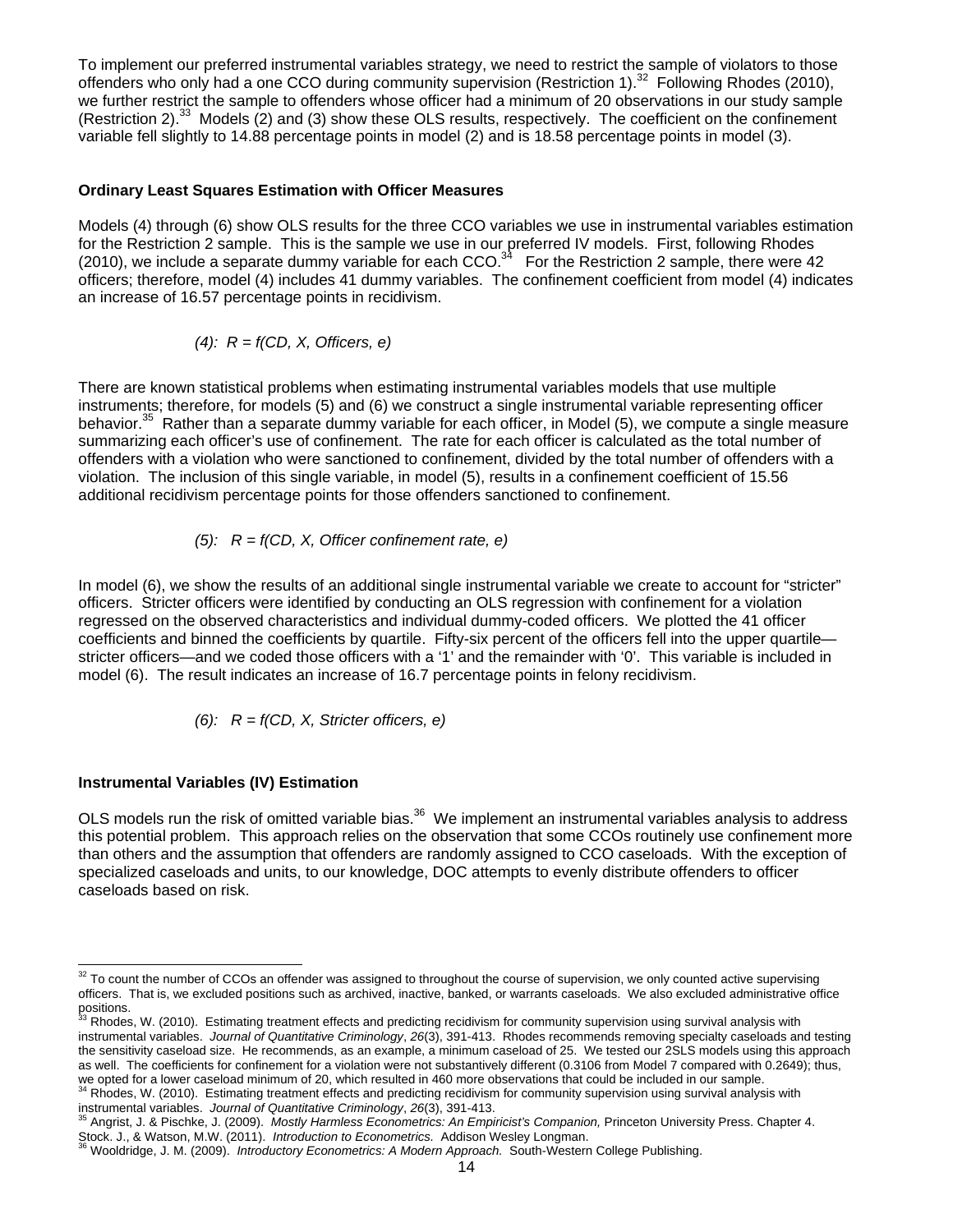To implement our preferred instrumental variables strategy, we need to restrict the sample of violators to those offenders who only had a one CCO during community supervision (Restriction 1).[32] Following Rhodes (2010), we further restrict the sample to offenders whose officer had a minimum of 20 observations in our study sample (Restriction 2).[33] Models (2) and (3) show these OLS results, respectively. The coefficient on the confinement variable fell slightly to 14.88 percentage points in model (2) and is 18.58 percentage points in model (3).

### Ordinary Least Squares Estimation with Officer Measures

Models (4) through (6) show OLS results for the three CCO variables we use in instrumental variables estimation for the Restriction 2 sample. This is the sample we use in our preferred IV models. First, following Rhodes (2010), we include a separate dummy variable for each CCO.[34] For the Restriction 2 sample, there were 42 officers; therefore, model (4) includes 41 dummy variables. The confinement coefficient from model (4) indicates an increase of 16.57 percentage points in recidivism.

*(4): R = f(CD, X, Officers, e)*

There are known statistical problems when estimating instrumental variables models that use multiple instruments; therefore, for models (5) and (6) we construct a single instrumental variable representing officer behavior.[35] Rather than a separate dummy variable for each officer, in Model (5), we compute a single measure summarizing each officer's use of confinement. The rate for each officer is calculated as the total number of offenders with a violation who were sanctioned to confinement, divided by the total number of offenders with a violation. The inclusion of this single variable, in model (5), results in a confinement coefficient of 15.56 additional recidivism percentage points for those offenders sanctioned to confinement.

*(5): R = f(CD, X, Officer confinement rate, e)*

In model (6), we show the results of an additional single instrumental variable we create to account for "stricter" officers. Stricter officers were identified by conducting an OLS regression with confinement for a violation regressed on the observed characteristics and individual dummy-coded officers. We plotted the 41 officer coefficients and binned the coefficients by quartile. Fifty-six percent of the officers fell into the upper quartile—stricter officers—and we coded those officers with a '1' and the remainder with '0'. This variable is included in model (6). The result indicates an increase of 16.7 percentage points in felony recidivism.

*(6): R = f(CD, X, Stricter officers, e)*

### Instrumental Variables (IV) Estimation

OLS models run the risk of omitted variable bias.[36] We implement an instrumental variables analysis to address this potential problem. This approach relies on the observation that some CCOs routinely use confinement more than others and the assumption that offenders are randomly assigned to CCO caseloads. With the exception of specialized caseloads and units, to our knowledge, DOC attempts to evenly distribute offenders to officer caseloads based on risk.

---

[32] To count the number of CCOs an offender was assigned to throughout the course of supervision, we only counted active supervising officers. That is, we excluded positions such as archived, inactive, banked, or warrants caseloads. We also excluded administrative office positions.

[33] Rhodes, W. (2010). Estimating treatment effects and predicting recidivism for community supervision using survival analysis with instrumental variables. *Journal of Quantitative Criminology*, *26*(3), 391-413. Rhodes recommends removing specialty caseloads and testing the sensitivity caseload size. He recommends, as an example, a minimum caseload of 25. We tested our 2SLS models using this approach as well. The coefficients for confinement for a violation were not substantively different (0.3106 from Model 7 compared with 0.2649); thus, we opted for a lower caseload minimum of 20, which resulted in 460 more observations that could be included in our sample.

[34] Rhodes, W. (2010). Estimating treatment effects and predicting recidivism for community supervision using survival analysis with instrumental variables. *Journal of Quantitative Criminology*, *26*(3), 391-413.

[35] Angrist, J. & Pischke, J. (2009). *Mostly Harmless Econometrics: An Empiricist's Companion,* Princeton University Press. Chapter 4. Stock. J., & Watson, M.W. (2011). *Introduction to Econometrics.* Addison Wesley Longman.

[36] Wooldridge, J. M. (2009). *Introductory Econometrics: A Modern Approach.* South-Western College Publishing.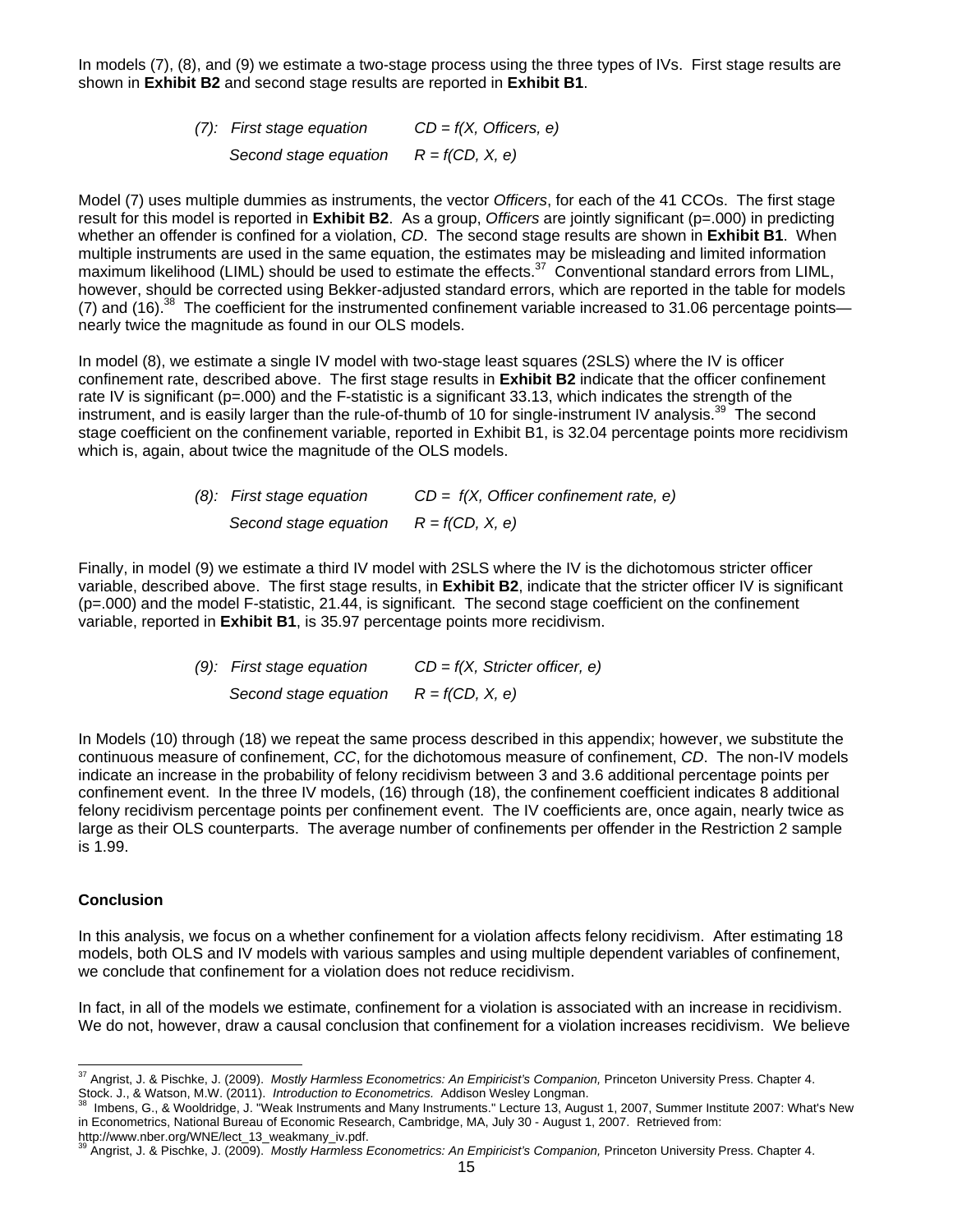In models (7), (8), and (9) we estimate a two-stage process using the three types of IVs. First stage results are shown in **Exhibit B2** and second stage results are reported in **Exhibit B1**.

> *(7): First stage equation* *CD = f(X, Officers, e)*
>
> *Second stage equation* *R = f(CD, X, e)*

Model (7) uses multiple dummies as instruments, the vector *Officers*, for each of the 41 CCOs. The first stage result for this model is reported in **Exhibit B2**. As a group, *Officers* are jointly significant (p=.000) in predicting whether an offender is confined for a violation, *CD*. The second stage results are shown in **Exhibit B1**. When multiple instruments are used in the same equation, the estimates may be misleading and limited information maximum likelihood (LIML) should be used to estimate the effects.[37] Conventional standard errors from LIML, however, should be corrected using Bekker-adjusted standard errors, which are reported in the table for models (7) and (16).[38] The coefficient for the instrumented confinement variable increased to 31.06 percentage points—nearly twice the magnitude as found in our OLS models.

In model (8), we estimate a single IV model with two-stage least squares (2SLS) where the IV is officer confinement rate, described above. The first stage results in **Exhibit B2** indicate that the officer confinement rate IV is significant (p=.000) and the F-statistic is a significant 33.13, which indicates the strength of the instrument, and is easily larger than the rule-of-thumb of 10 for single-instrument IV analysis.[39] The second stage coefficient on the confinement variable, reported in Exhibit B1, is 32.04 percentage points more recidivism which is, again, about twice the magnitude of the OLS models.

> *(8): First stage equation* *CD = f(X, Officer confinement rate, e)*
>
> *Second stage equation* *R = f(CD, X, e)*

Finally, in model (9) we estimate a third IV model with 2SLS where the IV is the dichotomous stricter officer variable, described above. The first stage results, in **Exhibit B2**, indicate that the stricter officer IV is significant (p=.000) and the model F-statistic, 21.44, is significant. The second stage coefficient on the confinement variable, reported in **Exhibit B1**, is 35.97 percentage points more recidivism.

> *(9): First stage equation* *CD = f(X, Stricter officer, e)*
>
> *Second stage equation* *R = f(CD, X, e)*

In Models (10) through (18) we repeat the same process described in this appendix; however, we substitute the continuous measure of confinement, *CC*, for the dichotomous measure of confinement, *CD*. The non-IV models indicate an increase in the probability of felony recidivism between 3 and 3.6 additional percentage points per confinement event. In the three IV models, (16) through (18), the confinement coefficient indicates 8 additional felony recidivism percentage points per confinement event. The IV coefficients are, once again, nearly twice as large as their OLS counterparts. The average number of confinements per offender in the Restriction 2 sample is 1.99.

**Conclusion**

In this analysis, we focus on a whether confinement for a violation affects felony recidivism. After estimating 18 models, both OLS and IV models with various samples and using multiple dependent variables of confinement, we conclude that confinement for a violation does not reduce recidivism.

In fact, in all of the models we estimate, confinement for a violation is associated with an increase in recidivism. We do not, however, draw a causal conclusion that confinement for a violation increases recidivism. We believe

---

[37] Angrist, J. & Pischke, J. (2009). *Mostly Harmless Econometrics: An Empiricist's Companion,* Princeton University Press. Chapter 4. Stock. J., & Watson, M.W. (2011). *Introduction to Econometrics.* Addison Wesley Longman.

[38] Imbens, G., & Wooldridge, J. "Weak Instruments and Many Instruments." Lecture 13, August 1, 2007, Summer Institute 2007: What's New in Econometrics, National Bureau of Economic Research, Cambridge, MA, July 30 - August 1, 2007. Retrieved from: http://www.nber.org/WNE/lect_13_weakmany_iv.pdf.

[39] Angrist, J. & Pischke, J. (2009). *Mostly Harmless Econometrics: An Empiricist's Companion,* Princeton University Press. Chapter 4.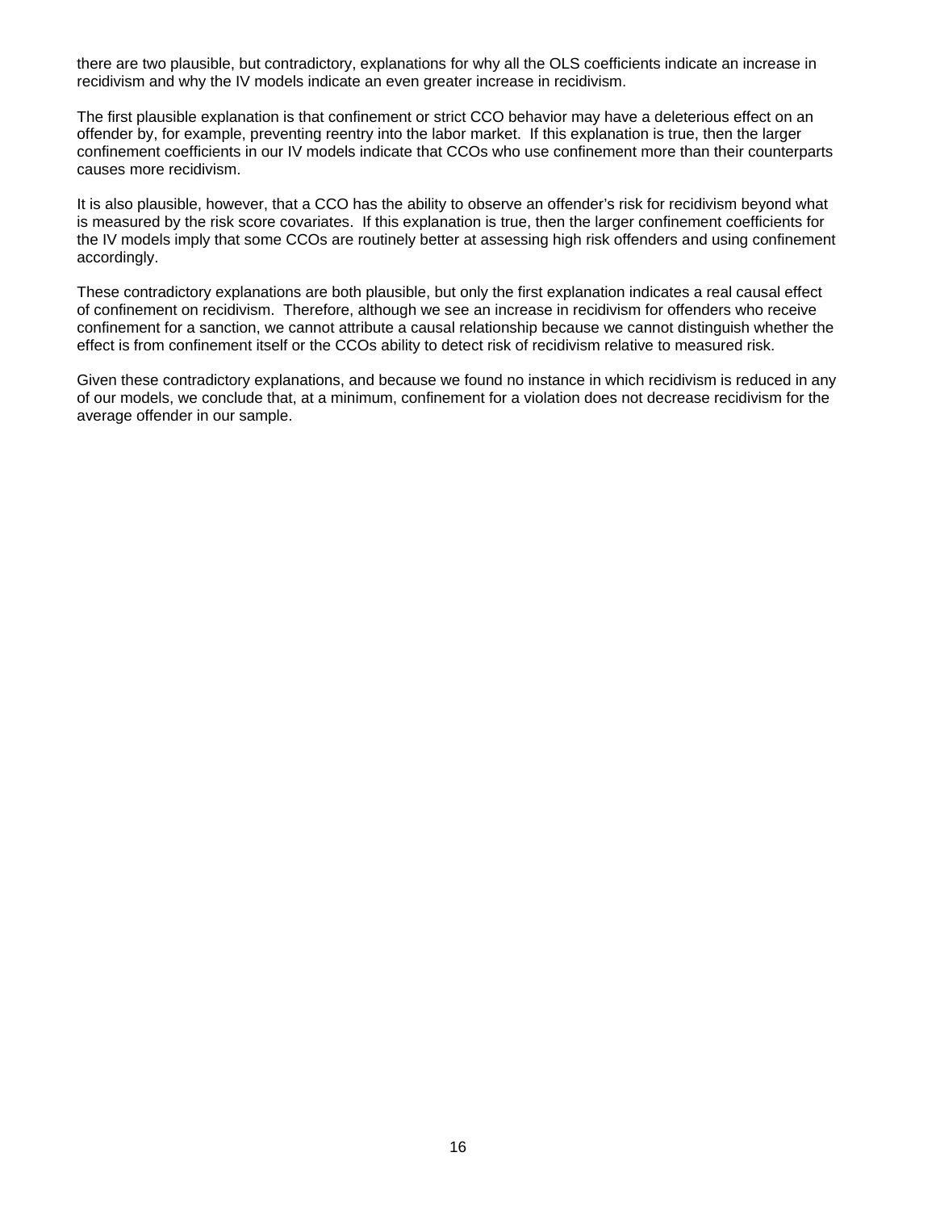there are two plausible, but contradictory, explanations for why all the OLS coefficients indicate an increase in recidivism and why the IV models indicate an even greater increase in recidivism.

The first plausible explanation is that confinement or strict CCO behavior may have a deleterious effect on an offender by, for example, preventing reentry into the labor market. If this explanation is true, then the larger confinement coefficients in our IV models indicate that CCOs who use confinement more than their counterparts causes more recidivism.

It is also plausible, however, that a CCO has the ability to observe an offender's risk for recidivism beyond what is measured by the risk score covariates. If this explanation is true, then the larger confinement coefficients for the IV models imply that some CCOs are routinely better at assessing high risk offenders and using confinement accordingly.

These contradictory explanations are both plausible, but only the first explanation indicates a real causal effect of confinement on recidivism. Therefore, although we see an increase in recidivism for offenders who receive confinement for a sanction, we cannot attribute a causal relationship because we cannot distinguish whether the effect is from confinement itself or the CCOs ability to detect risk of recidivism relative to measured risk.

Given these contradictory explanations, and because we found no instance in which recidivism is reduced in any of our models, we conclude that, at a minimum, confinement for a violation does not decrease recidivism for the average offender in our sample.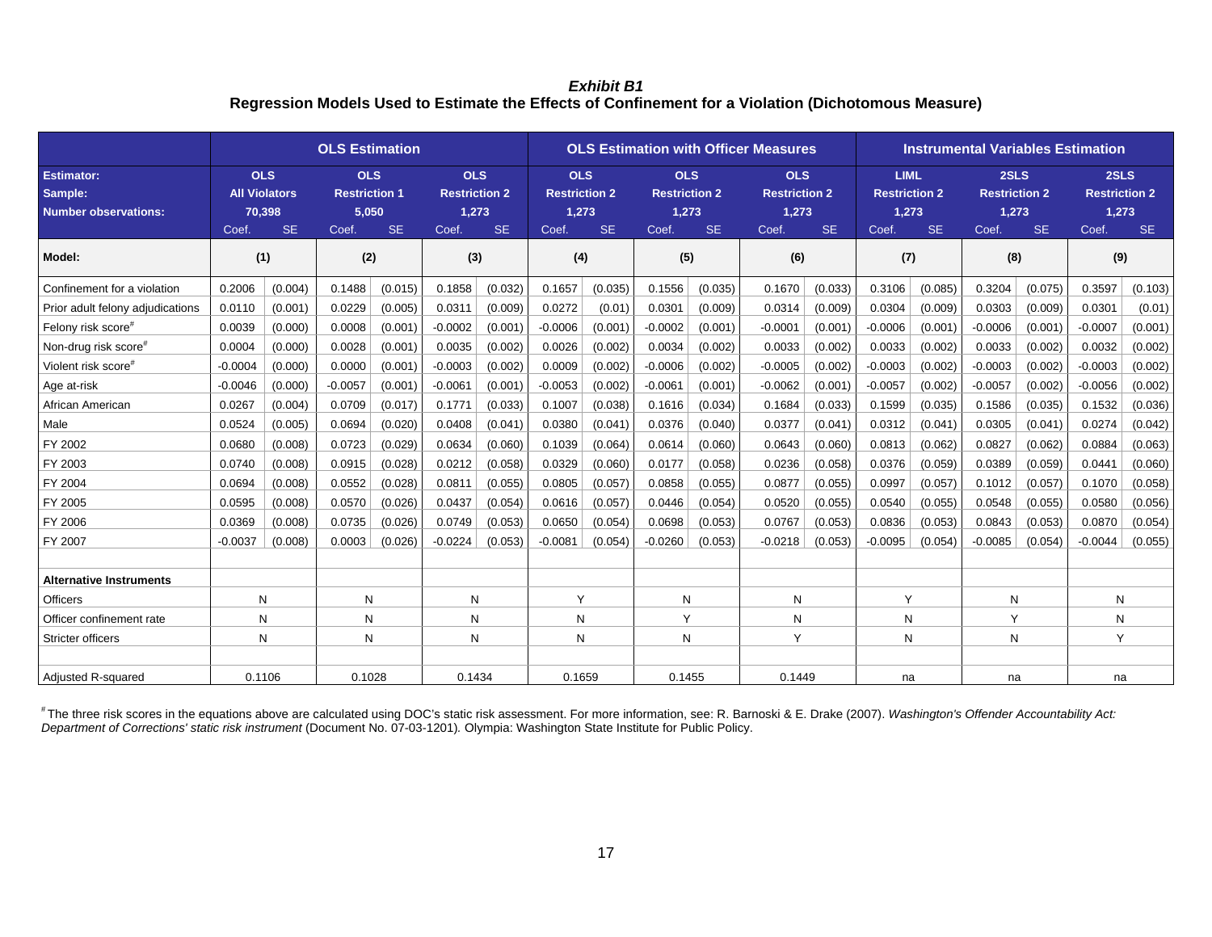***Exhibit B1***

**Regression Models Used to Estimate the Effects of Confinement for a Violation (Dichotomous Measure)**

| | OLS Estimation | | | | | | OLS Estimation with Officer Measures | | | | | | Instrumental Variables Estimation | | | | | |
|---|---|---|---|---|---|---|---|---|---|---|---|---|---|---|---|---|---|---|
| **Estimator:** | OLS | | OLS | | OLS | | OLS | | OLS | | OLS | | LIML | | 2SLS | | 2SLS | |
| **Sample:** | All Violators | | Restriction 1 | | Restriction 2 | | Restriction 2 | | Restriction 2 | | Restriction 2 | | Restriction 2 | | Restriction 2 | | Restriction 2 | |
| **Number observations:** | 70,398 | | 5,050 | | 1,273 | | 1,273 | | 1,273 | | 1,273 | | 1,273 | | 1,273 | | 1,273 | |
| | Coef. | SE | Coef. | SE | Coef. | SE | Coef. | SE | Coef. | SE | Coef. | SE | Coef. | SE | Coef. | SE | Coef. | SE |
| **Model:** | (1) | | (2) | | (3) | | (4) | | (5) | | (6) | | (7) | | (8) | | (9) | |
| Confinement for a violation | 0.2006 | (0.004) | 0.1488 | (0.015) | 0.1858 | (0.032) | 0.1657 | (0.035) | 0.1556 | (0.035) | 0.1670 | (0.033) | 0.3106 | (0.085) | 0.3204 | (0.075) | 0.3597 | (0.103) |
| Prior adult felony adjudications | 0.0110 | (0.001) | 0.0229 | (0.005) | 0.0311 | (0.009) | 0.0272 | (0.01) | 0.0301 | (0.009) | 0.0314 | (0.009) | 0.0304 | (0.009) | 0.0303 | (0.009) | 0.0301 | (0.01) |
| Felony risk score# | 0.0039 | (0.000) | 0.0008 | (0.001) | -0.0002 | (0.001) | -0.0006 | (0.001) | -0.0002 | (0.001) | -0.0001 | (0.001) | -0.0006 | (0.001) | -0.0006 | (0.001) | -0.0007 | (0.001) |
| Non-drug risk score# | 0.0004 | (0.000) | 0.0028 | (0.001) | 0.0035 | (0.002) | 0.0026 | (0.002) | 0.0034 | (0.002) | 0.0033 | (0.002) | 0.0033 | (0.002) | 0.0033 | (0.002) | 0.0032 | (0.002) |
| Violent risk score# | -0.0004 | (0.000) | 0.0000 | (0.001) | -0.0003 | (0.002) | 0.0009 | (0.002) | -0.0006 | (0.002) | -0.0005 | (0.002) | -0.0003 | (0.002) | -0.0003 | (0.002) | -0.0003 | (0.002) |
| Age at-risk | -0.0046 | (0.000) | -0.0057 | (0.001) | -0.0061 | (0.001) | -0.0053 | (0.002) | -0.0061 | (0.001) | -0.0062 | (0.001) | -0.0057 | (0.002) | -0.0057 | (0.002) | -0.0056 | (0.002) |
| African American | 0.0267 | (0.004) | 0.0709 | (0.017) | 0.1771 | (0.033) | 0.1007 | (0.038) | 0.1616 | (0.034) | 0.1684 | (0.033) | 0.1599 | (0.035) | 0.1586 | (0.035) | 0.1532 | (0.036) |
| Male | 0.0524 | (0.005) | 0.0694 | (0.020) | 0.0408 | (0.041) | 0.0380 | (0.041) | 0.0376 | (0.040) | 0.0377 | (0.041) | 0.0312 | (0.041) | 0.0305 | (0.041) | 0.0274 | (0.042) |
| FY 2002 | 0.0680 | (0.008) | 0.0723 | (0.029) | 0.0634 | (0.060) | 0.1039 | (0.064) | 0.0614 | (0.060) | 0.0643 | (0.060) | 0.0813 | (0.062) | 0.0827 | (0.062) | 0.0884 | (0.063) |
| FY 2003 | 0.0740 | (0.008) | 0.0915 | (0.028) | 0.0212 | (0.058) | 0.0329 | (0.060) | 0.0177 | (0.058) | 0.0236 | (0.058) | 0.0376 | (0.059) | 0.0389 | (0.059) | 0.0441 | (0.060) |
| FY 2004 | 0.0694 | (0.008) | 0.0552 | (0.028) | 0.0811 | (0.055) | 0.0805 | (0.057) | 0.0858 | (0.055) | 0.0877 | (0.055) | 0.0997 | (0.057) | 0.1012 | (0.057) | 0.1070 | (0.058) |
| FY 2005 | 0.0595 | (0.008) | 0.0570 | (0.026) | 0.0437 | (0.054) | 0.0616 | (0.057) | 0.0446 | (0.054) | 0.0520 | (0.055) | 0.0540 | (0.055) | 0.0548 | (0.055) | 0.0580 | (0.056) |
| FY 2006 | 0.0369 | (0.008) | 0.0735 | (0.026) | 0.0749 | (0.053) | 0.0650 | (0.054) | 0.0698 | (0.053) | 0.0767 | (0.053) | 0.0836 | (0.053) | 0.0843 | (0.053) | 0.0870 | (0.054) |
| FY 2007 | -0.0037 | (0.008) | 0.0003 | (0.026) | -0.0224 | (0.053) | -0.0081 | (0.054) | -0.0260 | (0.053) | -0.0218 | (0.053) | -0.0095 | (0.054) | -0.0085 | (0.054) | -0.0044 | (0.055) |
| | | | | | | | | | | | | | | | | | | |
| **Alternative Instruments** | | | | | | | | | | | | | | | | | | |
| Officers | N | | N | | N | | Y | | N | | N | | Y | | N | | N | |
| Officer confinement rate | N | | N | | N | | N | | Y | | N | | N | | Y | | N | |
| Stricter officers | N | | N | | N | | N | | N | | Y | | N | | N | | Y | |
| | | | | | | | | | | | | | | | | | | |
| Adjusted R-squared | 0.1106 | | 0.1028 | | 0.1434 | | 0.1659 | | 0.1455 | | 0.1449 | | na | | na | | na | |

# The three risk scores in the equations above are calculated using DOC's static risk assessment. For more information, see: R. Barnoski & E. Drake (2007). *Washington's Offender Accountability Act: Department of Corrections' static risk instrument* (Document No. 07-03-1201). Olympia: Washington State Institute for Public Policy.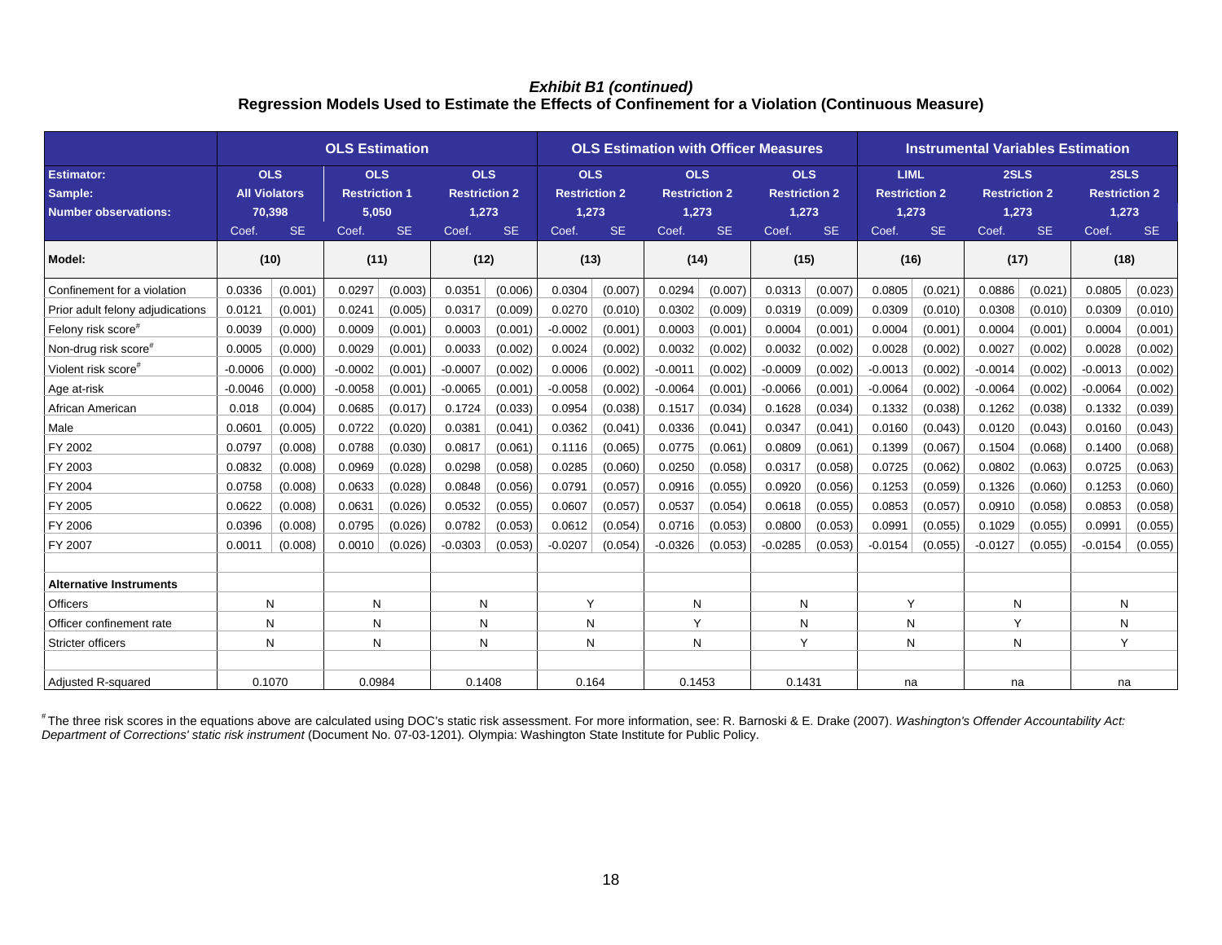### *Exhibit B1 (continued)*
### Regression Models Used to Estimate the Effects of Confinement for a Violation (Continuous Measure)

| | OLS Estimation | | | | | | OLS Estimation with Officer Measures | | | | | | Instrumental Variables Estimation | | | | | |
|---|---|---|---|---|---|---|---|---|---|---|---|---|---|---|---|---|---|---|
| **Estimator:** | OLS | | OLS | | OLS | | OLS | | OLS | | OLS | | LIML | | 2SLS | | 2SLS | |
| **Sample:** | All Violators | | Restriction 1 | | Restriction 2 | | Restriction 2 | | Restriction 2 | | Restriction 2 | | Restriction 2 | | Restriction 2 | | Restriction 2 | |
| **Number observations:** | 70,398 | | 5,050 | | 1,273 | | 1,273 | | 1,273 | | 1,273 | | 1,273 | | 1,273 | | 1,273 | |
| | Coef. | SE | Coef. | SE | Coef. | SE | Coef. | SE | Coef. | SE | Coef. | SE | Coef. | SE | Coef. | SE | Coef. | SE |
| **Model:** | (10) | | (11) | | (12) | | (13) | | (14) | | (15) | | (16) | | (17) | | (18) | |
| Confinement for a violation | 0.0336 | (0.001) | 0.0297 | (0.003) | 0.0351 | (0.006) | 0.0304 | (0.007) | 0.0294 | (0.007) | 0.0313 | (0.007) | 0.0805 | (0.021) | 0.0886 | (0.021) | 0.0805 | (0.023) |
| Prior adult felony adjudications | 0.0121 | (0.001) | 0.0241 | (0.005) | 0.0317 | (0.009) | 0.0270 | (0.010) | 0.0302 | (0.009) | 0.0319 | (0.009) | 0.0309 | (0.010) | 0.0308 | (0.010) | 0.0309 | (0.010) |
| Felony risk score# | 0.0039 | (0.000) | 0.0009 | (0.001) | 0.0003 | (0.001) | -0.0002 | (0.001) | 0.0003 | (0.001) | 0.0004 | (0.001) | 0.0004 | (0.001) | 0.0004 | (0.001) | 0.0004 | (0.001) |
| Non-drug risk score# | 0.0005 | (0.000) | 0.0029 | (0.001) | 0.0033 | (0.002) | 0.0024 | (0.002) | 0.0032 | (0.002) | 0.0032 | (0.002) | 0.0028 | (0.002) | 0.0027 | (0.002) | 0.0028 | (0.002) |
| Violent risk score# | -0.0006 | (0.000) | -0.0002 | (0.001) | -0.0007 | (0.002) | 0.0006 | (0.002) | -0.0011 | (0.002) | -0.0009 | (0.002) | -0.0013 | (0.002) | -0.0014 | (0.002) | -0.0013 | (0.002) |
| Age at-risk | -0.0046 | (0.000) | -0.0058 | (0.001) | -0.0065 | (0.001) | -0.0058 | (0.002) | -0.0064 | (0.001) | -0.0066 | (0.001) | -0.0064 | (0.002) | -0.0064 | (0.002) | -0.0064 | (0.002) |
| African American | 0.018 | (0.004) | 0.0685 | (0.017) | 0.1724 | (0.033) | 0.0954 | (0.038) | 0.1517 | (0.034) | 0.1628 | (0.034) | 0.1332 | (0.038) | 0.1262 | (0.038) | 0.1332 | (0.039) |
| Male | 0.0601 | (0.005) | 0.0722 | (0.020) | 0.0381 | (0.041) | 0.0362 | (0.041) | 0.0336 | (0.041) | 0.0347 | (0.041) | 0.0160 | (0.043) | 0.0120 | (0.043) | 0.0160 | (0.043) |
| FY 2002 | 0.0797 | (0.008) | 0.0788 | (0.030) | 0.0817 | (0.061) | 0.1116 | (0.065) | 0.0775 | (0.061) | 0.0809 | (0.061) | 0.1399 | (0.067) | 0.1504 | (0.068) | 0.1400 | (0.068) |
| FY 2003 | 0.0832 | (0.008) | 0.0969 | (0.028) | 0.0298 | (0.058) | 0.0285 | (0.060) | 0.0250 | (0.058) | 0.0317 | (0.058) | 0.0725 | (0.062) | 0.0802 | (0.063) | 0.0725 | (0.063) |
| FY 2004 | 0.0758 | (0.008) | 0.0633 | (0.028) | 0.0848 | (0.056) | 0.0791 | (0.057) | 0.0916 | (0.055) | 0.0920 | (0.056) | 0.1253 | (0.059) | 0.1326 | (0.060) | 0.1253 | (0.060) |
| FY 2005 | 0.0622 | (0.008) | 0.0631 | (0.026) | 0.0532 | (0.055) | 0.0607 | (0.057) | 0.0537 | (0.054) | 0.0618 | (0.055) | 0.0853 | (0.057) | 0.0910 | (0.058) | 0.0853 | (0.058) |
| FY 2006 | 0.0396 | (0.008) | 0.0795 | (0.026) | 0.0782 | (0.053) | 0.0612 | (0.054) | 0.0716 | (0.053) | 0.0800 | (0.053) | 0.0991 | (0.055) | 0.1029 | (0.055) | 0.0991 | (0.055) |
| FY 2007 | 0.0011 | (0.008) | 0.0010 | (0.026) | -0.0303 | (0.053) | -0.0207 | (0.054) | -0.0326 | (0.053) | -0.0285 | (0.053) | -0.0154 | (0.055) | -0.0127 | (0.055) | -0.0154 | (0.055) |
| | | | | | | | | | | | | | | | | | | |
| **Alternative Instruments** | | | | | | | | | | | | | | | | | | |
| Officers | N | | N | | N | | Y | | N | | N | | Y | | N | | N | |
| Officer confinement rate | N | | N | | N | | N | | Y | | N | | N | | Y | | N | |
| Stricter officers | N | | N | | N | | N | | N | | Y | | N | | N | | Y | |
| | | | | | | | | | | | | | | | | | | |
| Adjusted R-squared | 0.1070 | | 0.0984 | | 0.1408 | | 0.164 | | 0.1453 | | 0.1431 | | na | | na | | na | |

# The three risk scores in the equations above are calculated using DOC's static risk assessment. For more information, see: R. Barnoski & E. Drake (2007). *Washington's Offender Accountability Act: Department of Corrections' static risk instrument* (Document No. 07-03-1201). Olympia: Washington State Institute for Public Policy.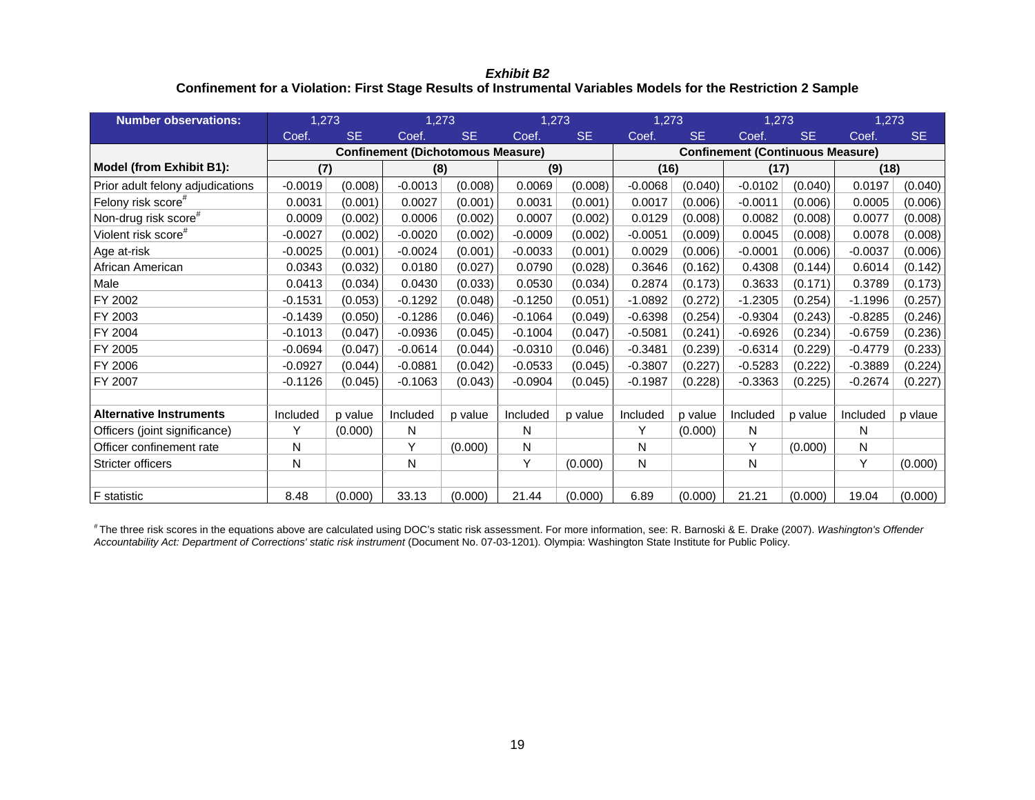***Exhibit B2***

**Confinement for a Violation: First Stage Results of Instrumental Variables Models for the Restriction 2 Sample**

| **Number observations:** | 1,273 | | 1,273 | | 1,273 | | 1,273 | | 1,273 | | 1,273 | |
|---|---|---|---|---|---|---|---|---|---|---|---|---|
| | Coef. | SE | Coef. | SE | Coef. | SE | Coef. | SE | Coef. | SE | Coef. | SE |
| | **Confinement (Dichotomous Measure)** | | | | | | **Confinement (Continuous Measure)** | | | | | |
| **Model (from Exhibit B1):** | **(7)** | | **(8)** | | **(9)** | | **(16)** | | **(17)** | | **(18)** | |
| Prior adult felony adjudications | -0.0019 | (0.008) | -0.0013 | (0.008) | 0.0069 | (0.008) | -0.0068 | (0.040) | -0.0102 | (0.040) | 0.0197 | (0.040) |
| Felony risk score# | 0.0031 | (0.001) | 0.0027 | (0.001) | 0.0031 | (0.001) | 0.0017 | (0.006) | -0.0011 | (0.006) | 0.0005 | (0.006) |
| Non-drug risk score# | 0.0009 | (0.002) | 0.0006 | (0.002) | 0.0007 | (0.002) | 0.0129 | (0.008) | 0.0082 | (0.008) | 0.0077 | (0.008) |
| Violent risk score# | -0.0027 | (0.002) | -0.0020 | (0.002) | -0.0009 | (0.002) | -0.0051 | (0.009) | 0.0045 | (0.008) | 0.0078 | (0.008) |
| Age at-risk | -0.0025 | (0.001) | -0.0024 | (0.001) | -0.0033 | (0.001) | 0.0029 | (0.006) | -0.0001 | (0.006) | -0.0037 | (0.006) |
| African American | 0.0343 | (0.032) | 0.0180 | (0.027) | 0.0790 | (0.028) | 0.3646 | (0.162) | 0.4308 | (0.144) | 0.6014 | (0.142) |
| Male | 0.0413 | (0.034) | 0.0430 | (0.033) | 0.0530 | (0.034) | 0.2874 | (0.173) | 0.3633 | (0.171) | 0.3789 | (0.173) |
| FY 2002 | -0.1531 | (0.053) | -0.1292 | (0.048) | -0.1250 | (0.051) | -1.0892 | (0.272) | -1.2305 | (0.254) | -1.1996 | (0.257) |
| FY 2003 | -0.1439 | (0.050) | -0.1286 | (0.046) | -0.1064 | (0.049) | -0.6398 | (0.254) | -0.9304 | (0.243) | -0.8285 | (0.246) |
| FY 2004 | -0.1013 | (0.047) | -0.0936 | (0.045) | -0.1004 | (0.047) | -0.5081 | (0.241) | -0.6926 | (0.234) | -0.6759 | (0.236) |
| FY 2005 | -0.0694 | (0.047) | -0.0614 | (0.044) | -0.0310 | (0.046) | -0.3481 | (0.239) | -0.6314 | (0.229) | -0.4779 | (0.233) |
| FY 2006 | -0.0927 | (0.044) | -0.0881 | (0.042) | -0.0533 | (0.045) | -0.3807 | (0.227) | -0.5283 | (0.222) | -0.3889 | (0.224) |
| FY 2007 | -0.1126 | (0.045) | -0.1063 | (0.043) | -0.0904 | (0.045) | -0.1987 | (0.228) | -0.3363 | (0.225) | -0.2674 | (0.227) |
| | | | | | | | | | | | | |
| **Alternative Instruments** | Included | p value | Included | p value | Included | p value | Included | p value | Included | p value | Included | p vlaue |
| Officers (joint significance) | Y | (0.000) | N | | N | | Y | (0.000) | N | | N | |
| Officer confinement rate | N | | Y | (0.000) | N | | N | | Y | (0.000) | N | |
| Stricter officers | N | | N | | Y | (0.000) | N | | N | | Y | (0.000) |
| | | | | | | | | | | | | |
| F statistic | 8.48 | (0.000) | 33.13 | (0.000) | 21.44 | (0.000) | 6.89 | (0.000) | 21.21 | (0.000) | 19.04 | (0.000) |

# The three risk scores in the equations above are calculated using DOC's static risk assessment. For more information, see: R. Barnoski & E. Drake (2007). *Washington's Offender Accountability Act: Department of Corrections' static risk instrument* (Document No. 07-03-1201). Olympia: Washington State Institute for Public Policy.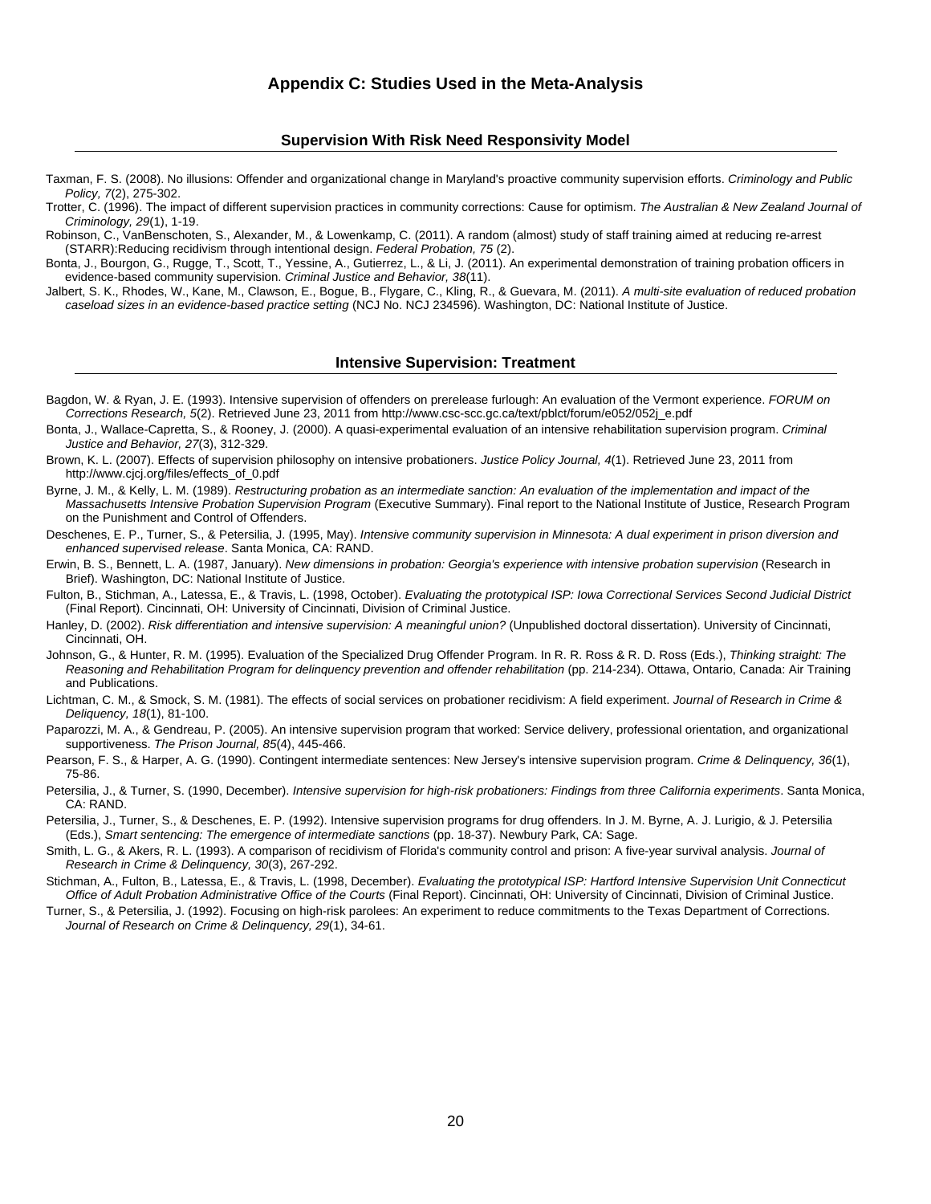# Appendix C: Studies Used in the Meta-Analysis

## Supervision With Risk Need Responsivity Model

Taxman, F. S. (2008). No illusions: Offender and organizational change in Maryland's proactive community supervision efforts. *Criminology and Public Policy, 7*(2), 275-302.

Trotter, C. (1996). The impact of different supervision practices in community corrections: Cause for optimism. *The Australian & New Zealand Journal of Criminology, 29*(1), 1-19.

Robinson, C., VanBenschoten, S., Alexander, M., & Lowenkamp, C. (2011). A random (almost) study of staff training aimed at reducing re-arrest (STARR):Reducing recidivism through intentional design. *Federal Probation, 75* (2).

Bonta, J., Bourgon, G., Rugge, T., Scott, T., Yessine, A., Gutierrez, L., & Li, J. (2011). An experimental demonstration of training probation officers in evidence-based community supervision. *Criminal Justice and Behavior, 38*(11).

Jalbert, S. K., Rhodes, W., Kane, M., Clawson, E., Bogue, B., Flygare, C., Kling, R., & Guevara, M. (2011). *A multi-site evaluation of reduced probation caseload sizes in an evidence-based practice setting* (NCJ No. NCJ 234596). Washington, DC: National Institute of Justice.

## Intensive Supervision: Treatment

Bagdon, W. & Ryan, J. E. (1993). Intensive supervision of offenders on prerelease furlough: An evaluation of the Vermont experience. *FORUM on Corrections Research, 5*(2). Retrieved June 23, 2011 from http://www.csc-scc.gc.ca/text/pblct/forum/e052/052j_e.pdf

Bonta, J., Wallace-Capretta, S., & Rooney, J. (2000). A quasi-experimental evaluation of an intensive rehabilitation supervision program. *Criminal Justice and Behavior, 27*(3), 312-329.

Brown, K. L. (2007). Effects of supervision philosophy on intensive probationers. *Justice Policy Journal, 4*(1). Retrieved June 23, 2011 from http://www.cjcj.org/files/effects_of_0.pdf

Byrne, J. M., & Kelly, L. M. (1989). *Restructuring probation as an intermediate sanction: An evaluation of the implementation and impact of the Massachusetts Intensive Probation Supervision Program* (Executive Summary). Final report to the National Institute of Justice, Research Program on the Punishment and Control of Offenders.

Deschenes, E. P., Turner, S., & Petersilia, J. (1995, May). *Intensive community supervision in Minnesota: A dual experiment in prison diversion and enhanced supervised release*. Santa Monica, CA: RAND.

Erwin, B. S., Bennett, L. A. (1987, January). *New dimensions in probation: Georgia's experience with intensive probation supervision* (Research in Brief). Washington, DC: National Institute of Justice.

Fulton, B., Stichman, A., Latessa, E., & Travis, L. (1998, October). *Evaluating the prototypical ISP: Iowa Correctional Services Second Judicial District* (Final Report). Cincinnati, OH: University of Cincinnati, Division of Criminal Justice.

Hanley, D. (2002). *Risk differentiation and intensive supervision: A meaningful union?* (Unpublished doctoral dissertation). University of Cincinnati, Cincinnati, OH.

Johnson, G., & Hunter, R. M. (1995). Evaluation of the Specialized Drug Offender Program. In R. R. Ross & R. D. Ross (Eds.), *Thinking straight: The Reasoning and Rehabilitation Program for delinquency prevention and offender rehabilitation* (pp. 214-234). Ottawa, Ontario, Canada: Air Training and Publications.

Lichtman, C. M., & Smock, S. M. (1981). The effects of social services on probationer recidivism: A field experiment. *Journal of Research in Crime & Deliquency, 18*(1), 81-100.

Paparozzi, M. A., & Gendreau, P. (2005). An intensive supervision program that worked: Service delivery, professional orientation, and organizational supportiveness. *The Prison Journal, 85*(4), 445-466.

Pearson, F. S., & Harper, A. G. (1990). Contingent intermediate sentences: New Jersey's intensive supervision program. *Crime & Delinquency, 36*(1), 75-86.

Petersilia, J., & Turner, S. (1990, December). *Intensive supervision for high-risk probationers: Findings from three California experiments*. Santa Monica, CA: RAND.

Petersilia, J., Turner, S., & Deschenes, E. P. (1992). Intensive supervision programs for drug offenders. In J. M. Byrne, A. J. Lurigio, & J. Petersilia (Eds.), *Smart sentencing: The emergence of intermediate sanctions* (pp. 18-37). Newbury Park, CA: Sage.

Smith, L. G., & Akers, R. L. (1993). A comparison of recidivism of Florida's community control and prison: A five-year survival analysis. *Journal of Research in Crime & Delinquency, 30*(3), 267-292.

Stichman, A., Fulton, B., Latessa, E., & Travis, L. (1998, December). *Evaluating the prototypical ISP: Hartford Intensive Supervision Unit Connecticut Office of Adult Probation Administrative Office of the Courts* (Final Report). Cincinnati, OH: University of Cincinnati, Division of Criminal Justice.

Turner, S., & Petersilia, J. (1992). Focusing on high-risk parolees: An experiment to reduce commitments to the Texas Department of Corrections. *Journal of Research on Crime & Delinquency, 29*(1), 34-61.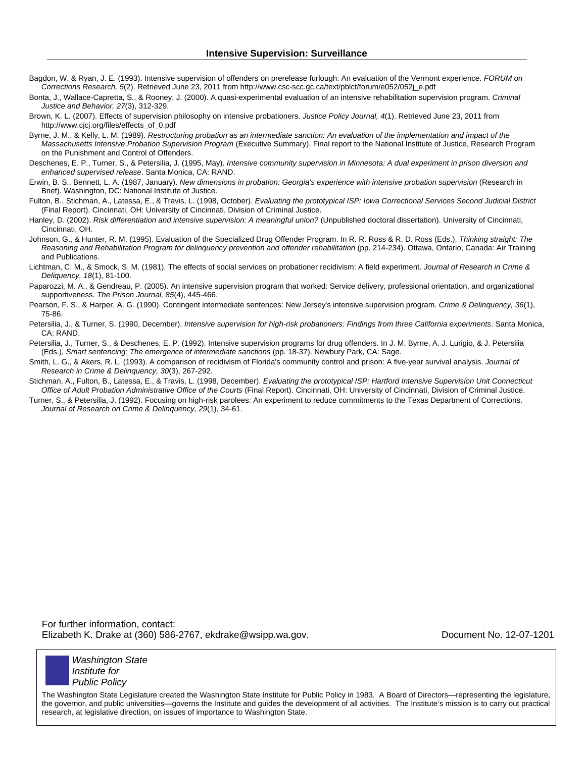### Intensive Supervision: Surveillance

Bagdon, W. & Ryan, J. E. (1993). Intensive supervision of offenders on prerelease furlough: An evaluation of the Vermont experience. *FORUM on Corrections Research, 5*(2). Retrieved June 23, 2011 from http://www.csc-scc.gc.ca/text/pblct/forum/e052/052j_e.pdf

Bonta, J., Wallace-Capretta, S., & Rooney, J. (2000). A quasi-experimental evaluation of an intensive rehabilitation supervision program. *Criminal Justice and Behavior, 27*(3), 312-329.

Brown, K. L. (2007). Effects of supervision philosophy on intensive probationers. *Justice Policy Journal, 4*(1). Retrieved June 23, 2011 from http://www.cjcj.org/files/effects_of_0.pdf

Byrne, J. M., & Kelly, L. M. (1989). *Restructuring probation as an intermediate sanction: An evaluation of the implementation and impact of the Massachusetts Intensive Probation Supervision Program* (Executive Summary). Final report to the National Institute of Justice, Research Program on the Punishment and Control of Offenders.

Deschenes, E. P., Turner, S., & Petersilia, J. (1995, May). *Intensive community supervision in Minnesota: A dual experiment in prison diversion and enhanced supervised release*. Santa Monica, CA: RAND.

Erwin, B. S., Bennett, L. A. (1987, January). *New dimensions in probation: Georgia's experience with intensive probation supervision* (Research in Brief). Washington, DC: National Institute of Justice.

Fulton, B., Stichman, A., Latessa, E., & Travis, L. (1998, October). *Evaluating the prototyptical ISP: Iowa Correctional Services Second Judicial District* (Final Report). Cincinnati, OH: University of Cincinnati, Division of Criminal Justice.

Hanley, D. (2002). *Risk differentiation and intensive supervision: A meaningful union?* (Unpublished doctoral dissertation). University of Cincinnati, Cincinnati, OH.

Johnson, G., & Hunter, R. M. (1995). Evaluation of the Specialized Drug Offender Program. In R. R. Ross & R. D. Ross (Eds.), *Thinking straight: The Reasoning and Rehabilitation Program for delinquency prevention and offender rehabilitation* (pp. 214-234). Ottawa, Ontario, Canada: Air Training and Publications.

Lichtman, C. M., & Smock, S. M. (1981). The effects of social services on probationer recidivism: A field experiment. *Journal of Research in Crime & Deliquency, 18*(1), 81-100.

Paparozzi, M. A., & Gendreau, P. (2005). An intensive supervision program that worked: Service delivery, professional orientation, and organizational supportiveness. *The Prison Journal, 85*(4), 445-466.

Pearson, F. S., & Harper, A. G. (1990). Contingent intermediate sentences: New Jersey's intensive supervision program. *Crime & Delinquency, 36*(1), 75-86.

Petersilia, J., & Turner, S. (1990, December). *Intensive supervision for high-risk probationers: Findings from three California experiments*. Santa Monica, CA: RAND.

Petersilia, J., Turner, S., & Deschenes, E. P. (1992). Intensive supervision programs for drug offenders. In J. M. Byrne, A. J. Lurigio, & J. Petersilia (Eds.), *Smart sentencing: The emergence of intermediate sanctions* (pp. 18-37). Newbury Park, CA: Sage.

Smith, L. G., & Akers, R. L. (1993). A comparison of recidivism of Florida's community control and prison: A five-year survival analysis. *Journal of Research in Crime & Delinquency, 30*(3), 267-292.

Stichman, A., Fulton, B., Latessa, E., & Travis, L. (1998, December). *Evaluating the prototypical ISP: Hartford Intensive Supervision Unit Connecticut Office of Adult Probation Administrative Office of the Courts* (Final Report). Cincinnati, OH: University of Cincinnati, Division of Criminal Justice.

Turner, S., & Petersilia, J. (1992). Focusing on high-risk parolees: An experiment to reduce commitments to the Texas Department of Corrections. *Journal of Research on Crime & Delinquency, 29*(1), 34-61.

For further information, contact:
Elizabeth K. Drake at (360) 586-2767, ekdrake@wsipp.wa.gov.

Document No. 12-07-1201

*Washington State Institute for Public Policy*

The Washington State Legislature created the Washington State Institute for Public Policy in 1983. A Board of Directors—representing the legislature, the governor, and public universities—governs the Institute and guides the development of all activities. The Institute's mission is to carry out practical research, at legislative direction, on issues of importance to Washington State.